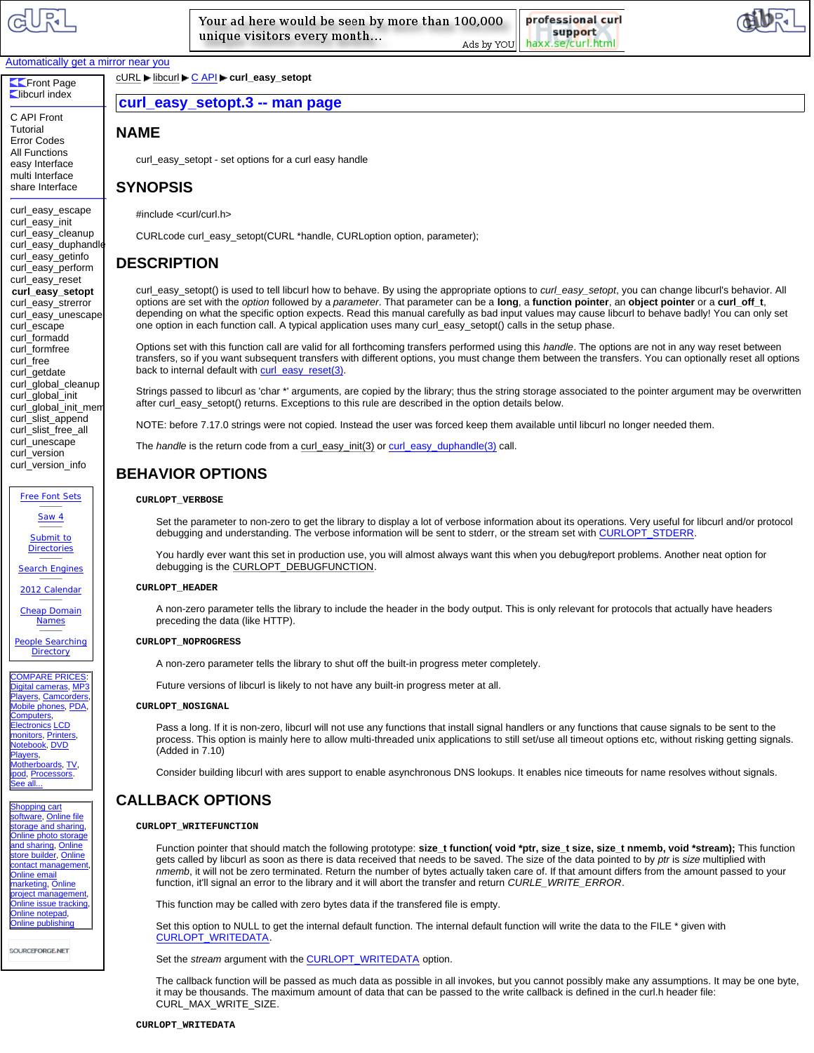cURL ▶ libcurl ▶ C API ▶ **curl_easy_setopt**

# curl_easy_setopt.3 -- man page

## NAME

curl_easy_setopt - set options for a curl easy handle

## SYNOPSIS

#include <curl/curl.h>

CURLcode curl_easy_setopt(CURL *handle, CURLoption option, parameter);

## DESCRIPTION

curl_easy_setopt() is used to tell libcurl how to behave. By using the appropriate options to *curl_easy_setopt*, you can change libcurl's behavior. All options are set with the *option* followed by a *parameter*. That parameter can be a **long**, a **function pointer**, an **object pointer** or a **curl_off_t**, depending on what the specific option expects. Read this manual carefully as bad input values may cause libcurl to behave badly! You can only set one option in each function call. A typical application uses many curl_easy_setopt() calls in the setup phase.

Options set with this function call are valid for all forthcoming transfers performed using this *handle*. The options are not in any way reset between transfers, so if you want subsequent transfers with different options, you must change them between the transfers. You can optionally reset all options back to internal default with curl_easy_reset(3).

Strings passed to libcurl as 'char *' arguments, are copied by the library; thus the string storage associated to the pointer argument may be overwritten after curl_easy_setopt() returns. Exceptions to this rule are described in the option details below.

NOTE: before 7.17.0 strings were not copied. Instead the user was forced keep them available until libcurl no longer needed them.

The *handle* is the return code from a curl_easy_init(3) or curl_easy_duphandle(3) call.

## BEHAVIOR OPTIONS

**CURLOPT_VERBOSE**

Set the parameter to non-zero to get the library to display a lot of verbose information about its operations. Very useful for libcurl and/or protocol debugging and understanding. The verbose information will be sent to stderr, or the stream set with CURLOPT_STDERR.

You hardly ever want this set in production use, you will almost always want this when you debug/report problems. Another neat option for debugging is the CURLOPT_DEBUGFUNCTION.

**CURLOPT_HEADER**

A non-zero parameter tells the library to include the header in the body output. This is only relevant for protocols that actually have headers preceding the data (like HTTP).

**CURLOPT_NOPROGRESS**

A non-zero parameter tells the library to shut off the built-in progress meter completely.

Future versions of libcurl is likely to not have any built-in progress meter at all.

**CURLOPT_NOSIGNAL**

Pass a long. If it is non-zero, libcurl will not use any functions that install signal handlers or any functions that cause signals to be sent to the process. This option is mainly here to allow multi-threaded unix applications to still set/use all timeout options etc, without risking getting signals. (Added in 7.10)

Consider building libcurl with ares support to enable asynchronous DNS lookups. It enables nice timeouts for name resolves without signals.

## CALLBACK OPTIONS

**CURLOPT_WRITEFUNCTION**

Function pointer that should match the following prototype: **size_t function( void *ptr, size_t size, size_t nmemb, void *stream);** This function gets called by libcurl as soon as there is data received that needs to be saved. The size of the data pointed to by *ptr* is *size* multiplied with *nmemb*, it will not be zero terminated. Return the number of bytes actually taken care of. If that amount differs from the amount passed to your function, it'll signal an error to the library and it will abort the transfer and return *CURLE_WRITE_ERROR*.

This function may be called with zero bytes data if the transfered file is empty.

Set this option to NULL to get the internal default function. The internal default function will write the data to the FILE * given with CURLOPT_WRITEDATA.

Set the *stream* argument with the CURLOPT_WRITEDATA option.

The callback function will be passed as much data as possible in all invokes, but you cannot possibly make any assumptions. It may be one byte, it may be thousands. The maximum amount of data that can be passed to the write callback is defined in the curl.h header file: CURL_MAX_WRITE_SIZE.

**CURLOPT_WRITEDATA**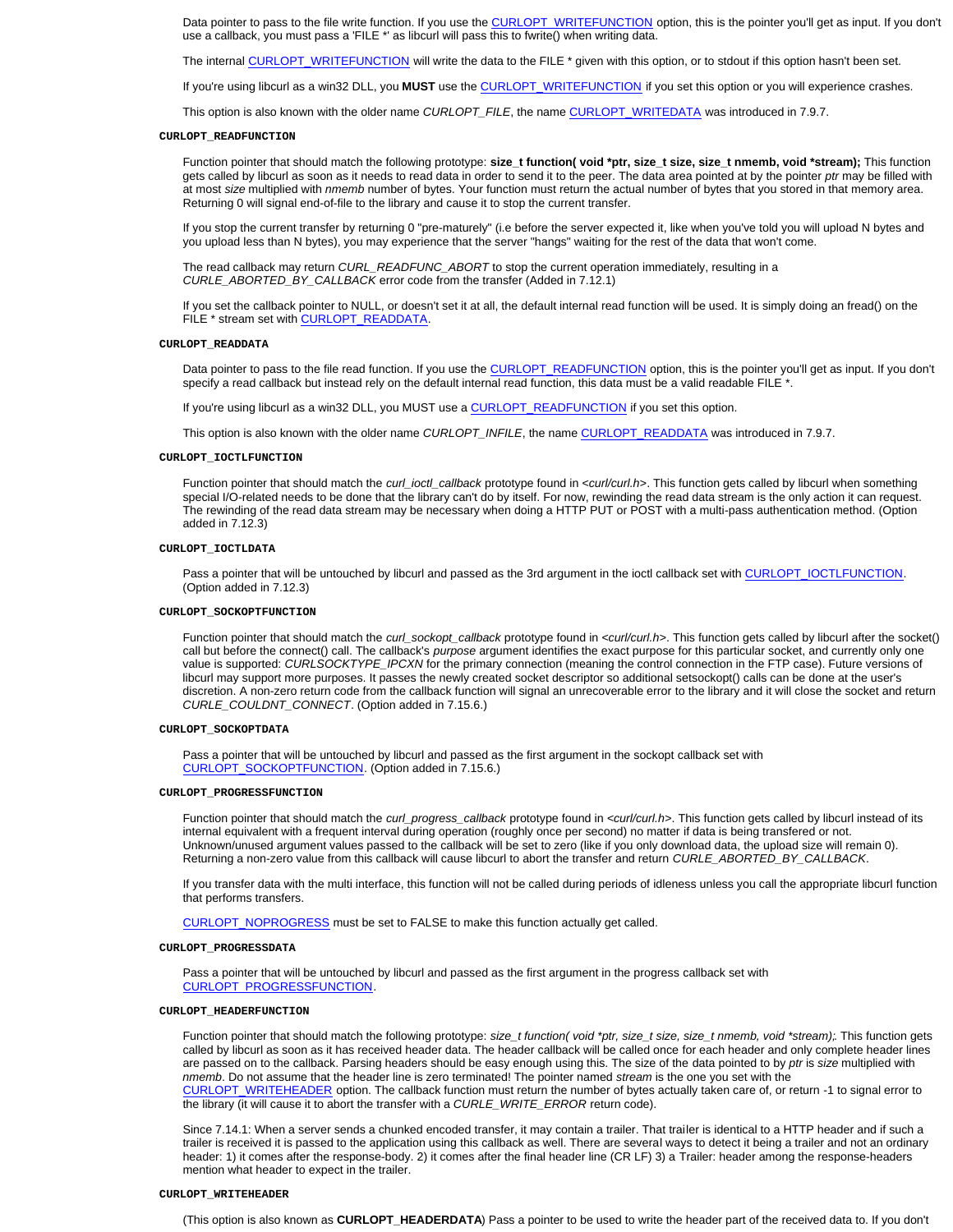Data pointer to pass to the file write function. If you use the CURLOPT_WRITEFUNCTION option, this is the pointer you'll get as input. If you don't use a callback, you must pass a 'FILE *' as libcurl will pass this to fwrite() when writing data.

The internal CURLOPT_WRITEFUNCTION will write the data to the FILE * given with this option, or to stdout if this option hasn't been set.

If you're using libcurl as a win32 DLL, you **MUST** use the CURLOPT_WRITEFUNCTION if you set this option or you will experience crashes.

This option is also known with the older name *CURLOPT_FILE*, the name CURLOPT_WRITEDATA was introduced in 7.9.7.

**CURLOPT_READFUNCTION**

Function pointer that should match the following prototype: **size_t function( void *ptr, size_t size, size_t nmemb, void *stream);** This function gets called by libcurl as soon as it needs to read data in order to send it to the peer. The data area pointed at by the pointer *ptr* may be filled with at most *size* multiplied with *nmemb* number of bytes. Your function must return the actual number of bytes that you stored in that memory area. Returning 0 will signal end-of-file to the library and cause it to stop the current transfer.

If you stop the current transfer by returning 0 "pre-maturely" (i.e before the server expected it, like when you've told you will upload N bytes and you upload less than N bytes), you may experience that the server "hangs" waiting for the rest of the data that won't come.

The read callback may return *CURL_READFUNC_ABORT* to stop the current operation immediately, resulting in a *CURLE_ABORTED_BY_CALLBACK* error code from the transfer (Added in 7.12.1)

If you set the callback pointer to NULL, or doesn't set it at all, the default internal read function will be used. It is simply doing an fread() on the FILE * stream set with CURLOPT_READDATA.

**CURLOPT_READDATA**

Data pointer to pass to the file read function. If you use the CURLOPT_READFUNCTION option, this is the pointer you'll get as input. If you don't specify a read callback but instead rely on the default internal read function, this data must be a valid readable FILE *.

If you're using libcurl as a win32 DLL, you MUST use a CURLOPT_READFUNCTION if you set this option.

This option is also known with the older name *CURLOPT_INFILE*, the name CURLOPT_READDATA was introduced in 7.9.7.

**CURLOPT_IOCTLFUNCTION**

Function pointer that should match the *curl_ioctl_callback* prototype found in *<curl/curl.h>*. This function gets called by libcurl when something special I/O-related needs to be done that the library can't do by itself. For now, rewinding the read data stream is the only action it can request. The rewinding of the read data stream may be necessary when doing a HTTP PUT or POST with a multi-pass authentication method. (Option added in 7.12.3)

**CURLOPT_IOCTLDATA**

Pass a pointer that will be untouched by libcurl and passed as the 3rd argument in the ioctl callback set with CURLOPT_IOCTLFUNCTION. (Option added in 7.12.3)

**CURLOPT_SOCKOPTFUNCTION**

Function pointer that should match the *curl_sockopt_callback* prototype found in *<curl/curl.h>*. This function gets called by libcurl after the socket() call but before the connect() call. The callback's *purpose* argument identifies the exact purpose for this particular socket, and currently only one value is supported: *CURLSOCKTYPE_IPCXN* for the primary connection (meaning the control connection in the FTP case). Future versions of libcurl may support more purposes. It passes the newly created socket descriptor so additional setsockopt() calls can be done at the user's discretion. A non-zero return code from the callback function will signal an unrecoverable error to the library and it will close the socket and return *CURLE_COULDNT_CONNECT*. (Option added in 7.15.6.)

**CURLOPT_SOCKOPTDATA**

Pass a pointer that will be untouched by libcurl and passed as the first argument in the sockopt callback set with CURLOPT_SOCKOPTFUNCTION. (Option added in 7.15.6.)

**CURLOPT_PROGRESSFUNCTION**

Function pointer that should match the *curl_progress_callback* prototype found in *<curl/curl.h>*. This function gets called by libcurl instead of its internal equivalent with a frequent interval during operation (roughly once per second) no matter if data is being transfered or not. Unknown/unused argument values passed to the callback will be set to zero (like if you only download data, the upload size will remain 0). Returning a non-zero value from this callback will cause libcurl to abort the transfer and return *CURLE_ABORTED_BY_CALLBACK*.

If you transfer data with the multi interface, this function will not be called during periods of idleness unless you call the appropriate libcurl function that performs transfers.

CURLOPT_NOPROGRESS must be set to FALSE to make this function actually get called.

**CURLOPT_PROGRESSDATA**

Pass a pointer that will be untouched by libcurl and passed as the first argument in the progress callback set with CURLOPT_PROGRESSFUNCTION.

**CURLOPT_HEADERFUNCTION**

Function pointer that should match the following prototype: *size_t function( void *ptr, size_t size, size_t nmemb, void *stream);*. This function gets called by libcurl as soon as it has received header data. The header callback will be called once for each header and only complete header lines are passed on to the callback. Parsing headers should be easy enough using this. The size of the data pointed to by *ptr* is *size* multiplied with *nmemb*. Do not assume that the header line is zero terminated! The pointer named *stream* is the one you set with the CURLOPT_WRITEHEADER option. The callback function must return the number of bytes actually taken care of, or return -1 to signal error to the library (it will cause it to abort the transfer with a *CURLE_WRITE_ERROR* return code).

Since 7.14.1: When a server sends a chunked encoded transfer, it may contain a trailer. That trailer is identical to a HTTP header and if such a trailer is received it is passed to the application using this callback as well. There are several ways to detect it being a trailer and not an ordinary header: 1) it comes after the response-body. 2) it comes after the final header line (CR LF) 3) a Trailer: header among the response-headers mention what header to expect in the trailer.

**CURLOPT_WRITEHEADER**

(This option is also known as **CURLOPT_HEADERDATA**) Pass a pointer to be used to write the header part of the received data to. If you don't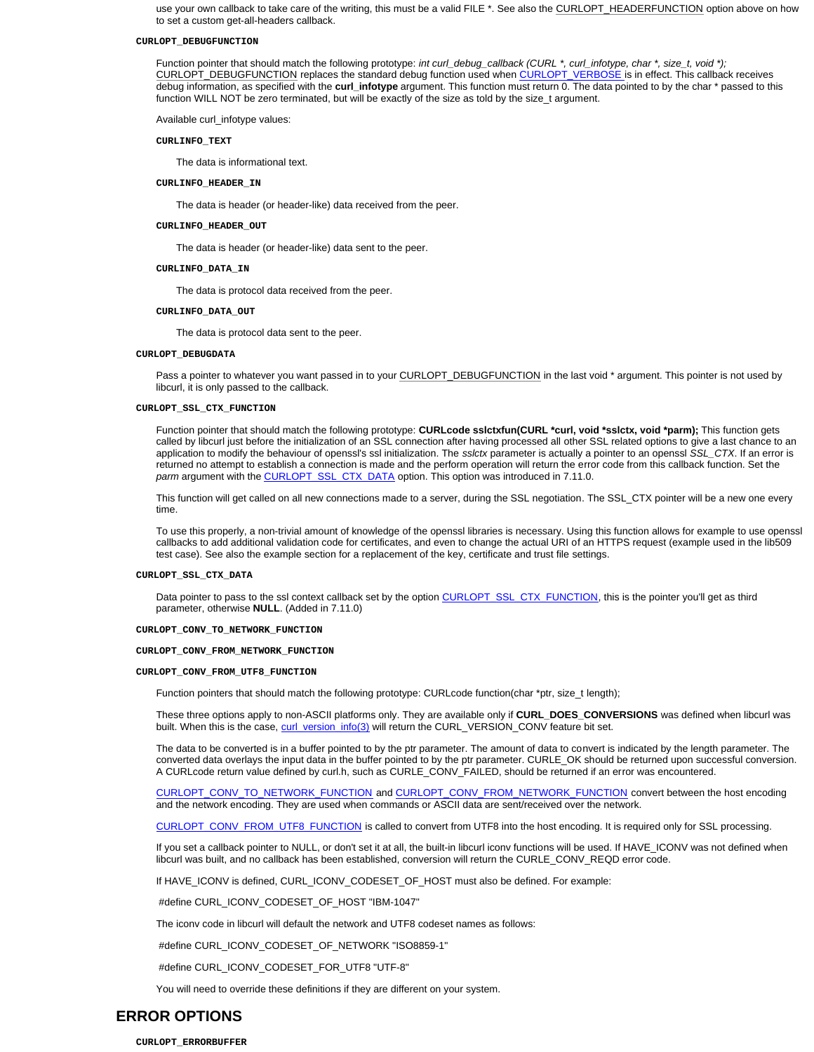use your own callback to take care of the writing, this must be a valid FILE *. See also the CURLOPT_HEADERFUNCTION option above on how to set a custom get-all-headers callback.

**CURLOPT_DEBUGFUNCTION**

Function pointer that should match the following prototype: *int curl_debug_callback (CURL *, curl_infotype, char *, size_t, void *);* CURLOPT_DEBUGFUNCTION replaces the standard debug function used when CURLOPT_VERBOSE is in effect. This callback receives debug information, as specified with the **curl_infotype** argument. This function must return 0. The data pointed to by the char * passed to this function WILL NOT be zero terminated, but will be exactly of the size as told by the size_t argument.

Available curl_infotype values:

**CURLINFO_TEXT**

The data is informational text.

**CURLINFO_HEADER_IN**

The data is header (or header-like) data received from the peer.

**CURLINFO_HEADER_OUT**

The data is header (or header-like) data sent to the peer.

**CURLINFO_DATA_IN**

The data is protocol data received from the peer.

**CURLINFO_DATA_OUT**

The data is protocol data sent to the peer.

**CURLOPT_DEBUGDATA**

Pass a pointer to whatever you want passed in to your CURLOPT_DEBUGFUNCTION in the last void * argument. This pointer is not used by libcurl, it is only passed to the callback.

**CURLOPT_SSL_CTX_FUNCTION**

Function pointer that should match the following prototype: **CURLcode sslctxfun(CURL *curl, void *sslctx, void *parm);** This function gets called by libcurl just before the initialization of an SSL connection after having processed all other SSL related options to give a last chance to an application to modify the behaviour of openssl's ssl initialization. The *sslctx* parameter is actually a pointer to an openssl *SSL_CTX*. If an error is returned no attempt to establish a connection is made and the perform operation will return the error code from this callback function. Set the *parm* argument with the CURLOPT_SSL_CTX_DATA option. This option was introduced in 7.11.0.

This function will get called on all new connections made to a server, during the SSL negotiation. The SSL_CTX pointer will be a new one every time.

To use this properly, a non-trivial amount of knowledge of the openssl libraries is necessary. Using this function allows for example to use openssl callbacks to add additional validation code for certificates, and even to change the actual URI of an HTTPS request (example used in the lib509 test case). See also the example section for a replacement of the key, certificate and trust file settings.

**CURLOPT_SSL_CTX_DATA**

Data pointer to pass to the ssl context callback set by the option CURLOPT_SSL_CTX_FUNCTION, this is the pointer you'll get as third parameter, otherwise **NULL**. (Added in 7.11.0)

**CURLOPT_CONV_TO_NETWORK_FUNCTION**

**CURLOPT_CONV_FROM_NETWORK_FUNCTION**

**CURLOPT_CONV_FROM_UTF8_FUNCTION**

Function pointers that should match the following prototype: CURLcode function(char *ptr, size_t length);

These three options apply to non-ASCII platforms only. They are available only if **CURL_DOES_CONVERSIONS** was defined when libcurl was built. When this is the case, curl_version_info(3) will return the CURL_VERSION_CONV feature bit set.

The data to be converted is in a buffer pointed to by the ptr parameter. The amount of data to convert is indicated by the length parameter. The converted data overlays the input data in the buffer pointed to by the ptr parameter. CURLE_OK should be returned upon successful conversion. A CURLcode return value defined by curl.h, such as CURLE_CONV_FAILED, should be returned if an error was encountered.

CURLOPT_CONV_TO_NETWORK_FUNCTION and CURLOPT_CONV_FROM_NETWORK_FUNCTION convert between the host encoding and the network encoding. They are used when commands or ASCII data are sent/received over the network.

CURLOPT_CONV_FROM_UTF8_FUNCTION is called to convert from UTF8 into the host encoding. It is required only for SSL processing.

If you set a callback pointer to NULL, or don't set it at all, the built-in libcurl iconv functions will be used. If HAVE_ICONV was not defined when libcurl was built, and no callback has been established, conversion will return the CURLE_CONV_REQD error code.

If HAVE_ICONV is defined, CURL_ICONV_CODESET_OF_HOST must also be defined. For example:

```
#define CURL_ICONV_CODESET_OF_HOST "IBM-1047"
```

The iconv code in libcurl will default the network and UTF8 codeset names as follows:

```
#define CURL_ICONV_CODESET_OF_NETWORK "ISO8859-1"
```

```
#define CURL_ICONV_CODESET_FOR_UTF8 "UTF-8"
```

You will need to override these definitions if they are different on your system.

## ERROR OPTIONS

**CURLOPT_ERRORBUFFER**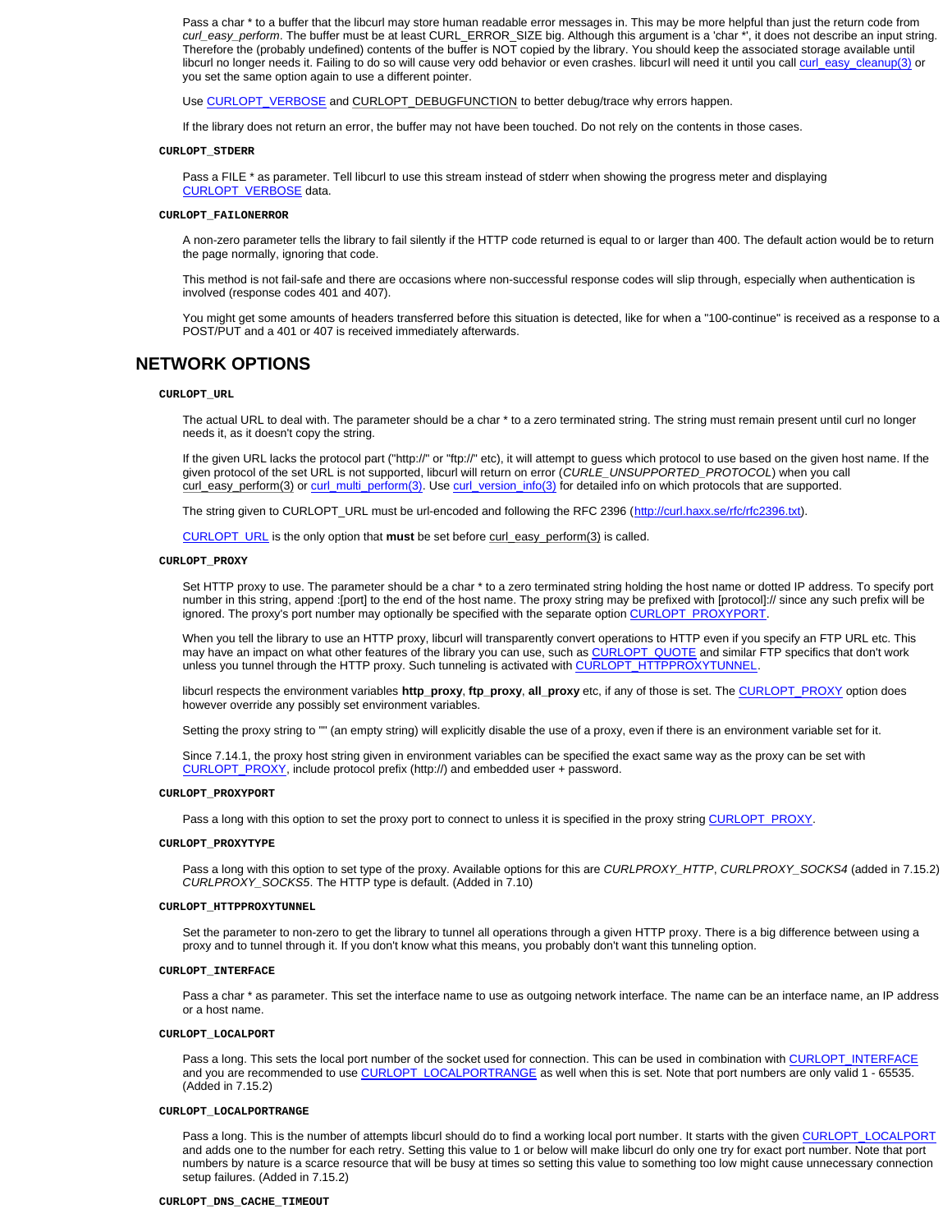Pass a char * to a buffer that the libcurl may store human readable error messages in. This may be more helpful than just the return code from *curl_easy_perform*. The buffer must be at least CURL_ERROR_SIZE big. Although this argument is a 'char *', it does not describe an input string. Therefore the (probably undefined) contents of the buffer is NOT copied by the library. You should keep the associated storage available until libcurl no longer needs it. Failing to do so will cause very odd behavior or even crashes. libcurl will need it until you call curl_easy_cleanup(3) or you set the same option again to use a different pointer.

Use CURLOPT_VERBOSE and CURLOPT_DEBUGFUNCTION to better debug/trace why errors happen.

If the library does not return an error, the buffer may not have been touched. Do not rely on the contents in those cases.

**CURLOPT_STDERR**

Pass a FILE * as parameter. Tell libcurl to use this stream instead of stderr when showing the progress meter and displaying CURLOPT_VERBOSE data.

**CURLOPT_FAILONERROR**

A non-zero parameter tells the library to fail silently if the HTTP code returned is equal to or larger than 400. The default action would be to return the page normally, ignoring that code.

This method is not fail-safe and there are occasions where non-successful response codes will slip through, especially when authentication is involved (response codes 401 and 407).

You might get some amounts of headers transferred before this situation is detected, like for when a "100-continue" is received as a response to a POST/PUT and a 401 or 407 is received immediately afterwards.

## NETWORK OPTIONS

**CURLOPT_URL**

The actual URL to deal with. The parameter should be a char * to a zero terminated string. The string must remain present until curl no longer needs it, as it doesn't copy the string.

If the given URL lacks the protocol part ("http://" or "ftp://" etc), it will attempt to guess which protocol to use based on the given host name. If the given protocol of the set URL is not supported, libcurl will return on error (*CURLE_UNSUPPORTED_PROTOCOL*) when you call curl_easy_perform(3) or curl_multi_perform(3). Use curl_version_info(3) for detailed info on which protocols that are supported.

The string given to CURLOPT_URL must be url-encoded and following the RFC 2396 (http://curl.haxx.se/rfc/rfc2396.txt).

CURLOPT_URL is the only option that **must** be set before curl_easy_perform(3) is called.

**CURLOPT_PROXY**

Set HTTP proxy to use. The parameter should be a char * to a zero terminated string holding the host name or dotted IP address. To specify port number in this string, append :[port] to the end of the host name. The proxy string may be prefixed with [protocol]:// since any such prefix will be ignored. The proxy's port number may optionally be specified with the separate option CURLOPT_PROXYPORT.

When you tell the library to use an HTTP proxy, libcurl will transparently convert operations to HTTP even if you specify an FTP URL etc. This may have an impact on what other features of the library you can use, such as CURLOPT_QUOTE and similar FTP specifics that don't work unless you tunnel through the HTTP proxy. Such tunneling is activated with CURLOPT_HTTPPROXYTUNNEL.

libcurl respects the environment variables **http_proxy**, **ftp_proxy**, **all_proxy** etc, if any of those is set. The CURLOPT_PROXY option does however override any possibly set environment variables.

Setting the proxy string to "" (an empty string) will explicitly disable the use of a proxy, even if there is an environment variable set for it.

Since 7.14.1, the proxy host string given in environment variables can be specified the exact same way as the proxy can be set with CURLOPT_PROXY, include protocol prefix (http://) and embedded user + password.

**CURLOPT_PROXYPORT**

Pass a long with this option to set the proxy port to connect to unless it is specified in the proxy string CURLOPT_PROXY.

**CURLOPT_PROXYTYPE**

Pass a long with this option to set type of the proxy. Available options for this are *CURLPROXY_HTTP*, *CURLPROXY_SOCKS4* (added in 7.15.2) *CURLPROXY_SOCKS5*. The HTTP type is default. (Added in 7.10)

**CURLOPT_HTTPPROXYTUNNEL**

Set the parameter to non-zero to get the library to tunnel all operations through a given HTTP proxy. There is a big difference between using a proxy and to tunnel through it. If you don't know what this means, you probably don't want this tunneling option.

**CURLOPT_INTERFACE**

Pass a char * as parameter. This set the interface name to use as outgoing network interface. The name can be an interface name, an IP address or a host name.

**CURLOPT_LOCALPORT**

Pass a long. This sets the local port number of the socket used for connection. This can be used in combination with CURLOPT_INTERFACE and you are recommended to use CURLOPT_LOCALPORTRANGE as well when this is set. Note that port numbers are only valid 1 - 65535. (Added in 7.15.2)

**CURLOPT_LOCALPORTRANGE**

Pass a long. This is the number of attempts libcurl should do to find a working local port number. It starts with the given CURLOPT_LOCALPORT and adds one to the number for each retry. Setting this value to 1 or below will make libcurl do only one try for exact port number. Note that port numbers by nature is a scarce resource that will be busy at times so setting this value to something too low might cause unnecessary connection setup failures. (Added in 7.15.2)

**CURLOPT_DNS_CACHE_TIMEOUT**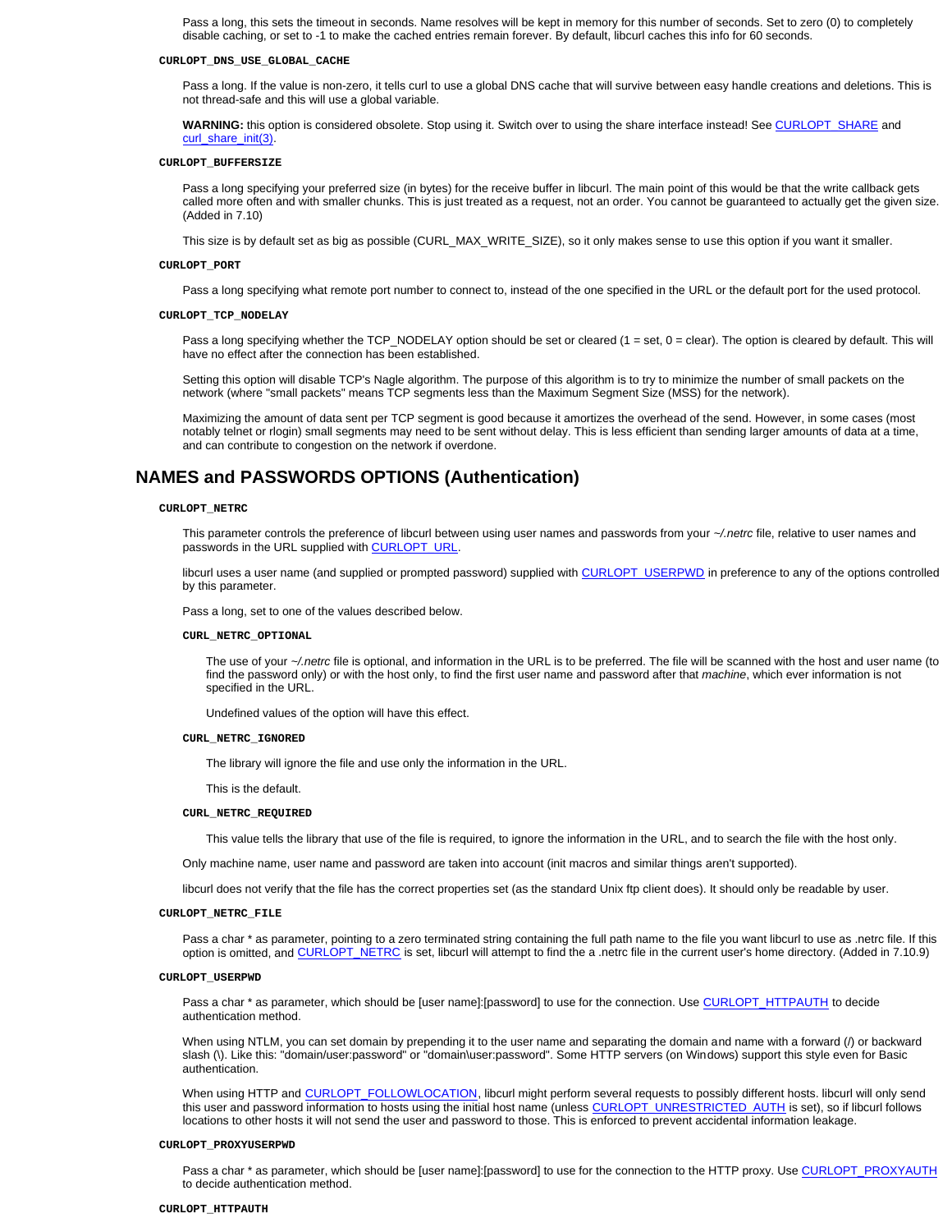Pass a long, this sets the timeout in seconds. Name resolves will be kept in memory for this number of seconds. Set to zero (0) to completely disable caching, or set to -1 to make the cached entries remain forever. By default, libcurl caches this info for 60 seconds.

**CURLOPT_DNS_USE_GLOBAL_CACHE**

Pass a long. If the value is non-zero, it tells curl to use a global DNS cache that will survive between easy handle creations and deletions. This is not thread-safe and this will use a global variable.

**WARNING:** this option is considered obsolete. Stop using it. Switch over to using the share interface instead! See CURLOPT_SHARE and curl_share_init(3).

**CURLOPT_BUFFERSIZE**

Pass a long specifying your preferred size (in bytes) for the receive buffer in libcurl. The main point of this would be that the write callback gets called more often and with smaller chunks. This is just treated as a request, not an order. You cannot be guaranteed to actually get the given size. (Added in 7.10)

This size is by default set as big as possible (CURL_MAX_WRITE_SIZE), so it only makes sense to use this option if you want it smaller.

**CURLOPT_PORT**

Pass a long specifying what remote port number to connect to, instead of the one specified in the URL or the default port for the used protocol.

**CURLOPT_TCP_NODELAY**

Pass a long specifying whether the TCP_NODELAY option should be set or cleared (1 = set, 0 = clear). The option is cleared by default. This will have no effect after the connection has been established.

Setting this option will disable TCP's Nagle algorithm. The purpose of this algorithm is to try to minimize the number of small packets on the network (where "small packets" means TCP segments less than the Maximum Segment Size (MSS) for the network).

Maximizing the amount of data sent per TCP segment is good because it amortizes the overhead of the send. However, in some cases (most notably telnet or rlogin) small segments may need to be sent without delay. This is less efficient than sending larger amounts of data at a time, and can contribute to congestion on the network if overdone.

## NAMES and PASSWORDS OPTIONS (Authentication)

**CURLOPT_NETRC**

This parameter controls the preference of libcurl between using user names and passwords from your *~/.netrc* file, relative to user names and passwords in the URL supplied with CURLOPT_URL.

libcurl uses a user name (and supplied or prompted password) supplied with CURLOPT_USERPWD in preference to any of the options controlled by this parameter.

Pass a long, set to one of the values described below.

**CURL_NETRC_OPTIONAL**

The use of your *~/.netrc* file is optional, and information in the URL is to be preferred. The file will be scanned with the host and user name (to find the password only) or with the host only, to find the first user name and password after that *machine*, which ever information is not specified in the URL.

Undefined values of the option will have this effect.

**CURL_NETRC_IGNORED**

The library will ignore the file and use only the information in the URL.

This is the default.

**CURL_NETRC_REQUIRED**

This value tells the library that use of the file is required, to ignore the information in the URL, and to search the file with the host only.

Only machine name, user name and password are taken into account (init macros and similar things aren't supported).

libcurl does not verify that the file has the correct properties set (as the standard Unix ftp client does). It should only be readable by user.

**CURLOPT_NETRC_FILE**

Pass a char * as parameter, pointing to a zero terminated string containing the full path name to the file you want libcurl to use as .netrc file. If this option is omitted, and CURLOPT_NETRC is set, libcurl will attempt to find the a .netrc file in the current user's home directory. (Added in 7.10.9)

**CURLOPT_USERPWD**

Pass a char * as parameter, which should be [user name]:[password] to use for the connection. Use CURLOPT_HTTPAUTH to decide authentication method.

When using NTLM, you can set domain by prepending it to the user name and separating the domain and name with a forward (/) or backward slash (\). Like this: "domain/user:password" or "domain\user:password". Some HTTP servers (on Windows) support this style even for Basic authentication.

When using HTTP and CURLOPT_FOLLOWLOCATION, libcurl might perform several requests to possibly different hosts. libcurl will only send this user and password information to hosts using the initial host name (unless CURLOPT_UNRESTRICTED_AUTH is set), so if libcurl follows locations to other hosts it will not send the user and password to those. This is enforced to prevent accidental information leakage.

**CURLOPT_PROXYUSERPWD**

Pass a char * as parameter, which should be [user name]:[password] to use for the connection to the HTTP proxy. Use CURLOPT_PROXYAUTH to decide authentication method.

**CURLOPT_HTTPAUTH**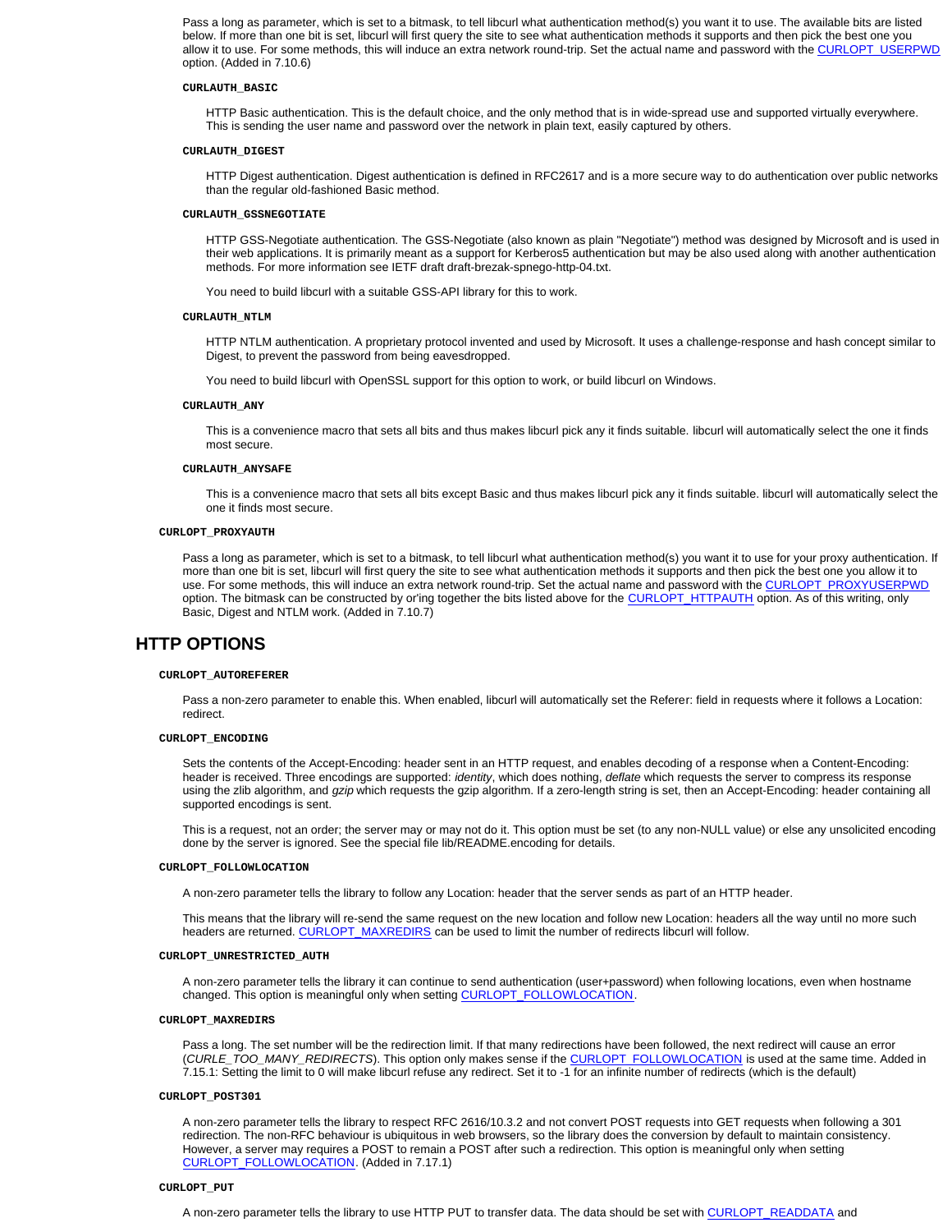Pass a long as parameter, which is set to a bitmask, to tell libcurl what authentication method(s) you want it to use. The available bits are listed below. If more than one bit is set, libcurl will first query the site to see what authentication methods it supports and then pick the best one you allow it to use. For some methods, this will induce an extra network round-trip. Set the actual name and password with the CURLOPT_USERPWD option. (Added in 7.10.6)

**CURLAUTH_BASIC**

HTTP Basic authentication. This is the default choice, and the only method that is in wide-spread use and supported virtually everywhere. This is sending the user name and password over the network in plain text, easily captured by others.

**CURLAUTH_DIGEST**

HTTP Digest authentication. Digest authentication is defined in RFC2617 and is a more secure way to do authentication over public networks than the regular old-fashioned Basic method.

**CURLAUTH_GSSNEGOTIATE**

HTTP GSS-Negotiate authentication. The GSS-Negotiate (also known as plain "Negotiate") method was designed by Microsoft and is used in their web applications. It is primarily meant as a support for Kerberos5 authentication but may be also used along with another authentication methods. For more information see IETF draft draft-brezak-spnego-http-04.txt.

You need to build libcurl with a suitable GSS-API library for this to work.

**CURLAUTH_NTLM**

HTTP NTLM authentication. A proprietary protocol invented and used by Microsoft. It uses a challenge-response and hash concept similar to Digest, to prevent the password from being eavesdropped.

You need to build libcurl with OpenSSL support for this option to work, or build libcurl on Windows.

**CURLAUTH_ANY**

This is a convenience macro that sets all bits and thus makes libcurl pick any it finds suitable. libcurl will automatically select the one it finds most secure.

**CURLAUTH_ANYSAFE**

This is a convenience macro that sets all bits except Basic and thus makes libcurl pick any it finds suitable. libcurl will automatically select the one it finds most secure.

**CURLOPT_PROXYAUTH**

Pass a long as parameter, which is set to a bitmask, to tell libcurl what authentication method(s) you want it to use for your proxy authentication. If more than one bit is set, libcurl will first query the site to see what authentication methods it supports and then pick the best one you allow it to use. For some methods, this will induce an extra network round-trip. Set the actual name and password with the CURLOPT_PROXYUSERPWD option. The bitmask can be constructed by or'ing together the bits listed above for the CURLOPT_HTTPAUTH option. As of this writing, only Basic, Digest and NTLM work. (Added in 7.10.7)

## HTTP OPTIONS

**CURLOPT_AUTOREFERER**

Pass a non-zero parameter to enable this. When enabled, libcurl will automatically set the Referer: field in requests where it follows a Location: redirect.

**CURLOPT_ENCODING**

Sets the contents of the Accept-Encoding: header sent in an HTTP request, and enables decoding of a response when a Content-Encoding: header is received. Three encodings are supported: *identity*, which does nothing, *deflate* which requests the server to compress its response using the zlib algorithm, and *gzip* which requests the gzip algorithm. If a zero-length string is set, then an Accept-Encoding: header containing all supported encodings is sent.

This is a request, not an order; the server may or may not do it. This option must be set (to any non-NULL value) or else any unsolicited encoding done by the server is ignored. See the special file lib/README.encoding for details.

**CURLOPT_FOLLOWLOCATION**

A non-zero parameter tells the library to follow any Location: header that the server sends as part of an HTTP header.

This means that the library will re-send the same request on the new location and follow new Location: headers all the way until no more such headers are returned. CURLOPT_MAXREDIRS can be used to limit the number of redirects libcurl will follow.

**CURLOPT_UNRESTRICTED_AUTH**

A non-zero parameter tells the library it can continue to send authentication (user+password) when following locations, even when hostname changed. This option is meaningful only when setting CURLOPT_FOLLOWLOCATION.

**CURLOPT_MAXREDIRS**

Pass a long. The set number will be the redirection limit. If that many redirections have been followed, the next redirect will cause an error (*CURLE_TOO_MANY_REDIRECTS*). This option only makes sense if the CURLOPT_FOLLOWLOCATION is used at the same time. Added in 7.15.1: Setting the limit to 0 will make libcurl refuse any redirect. Set it to -1 for an infinite number of redirects (which is the default)

**CURLOPT_POST301**

A non-zero parameter tells the library to respect RFC 2616/10.3.2 and not convert POST requests into GET requests when following a 301 redirection. The non-RFC behaviour is ubiquitous in web browsers, so the library does the conversion by default to maintain consistency. However, a server may requires a POST to remain a POST after such a redirection. This option is meaningful only when setting CURLOPT_FOLLOWLOCATION. (Added in 7.17.1)

**CURLOPT_PUT**

A non-zero parameter tells the library to use HTTP PUT to transfer data. The data should be set with CURLOPT_READDATA and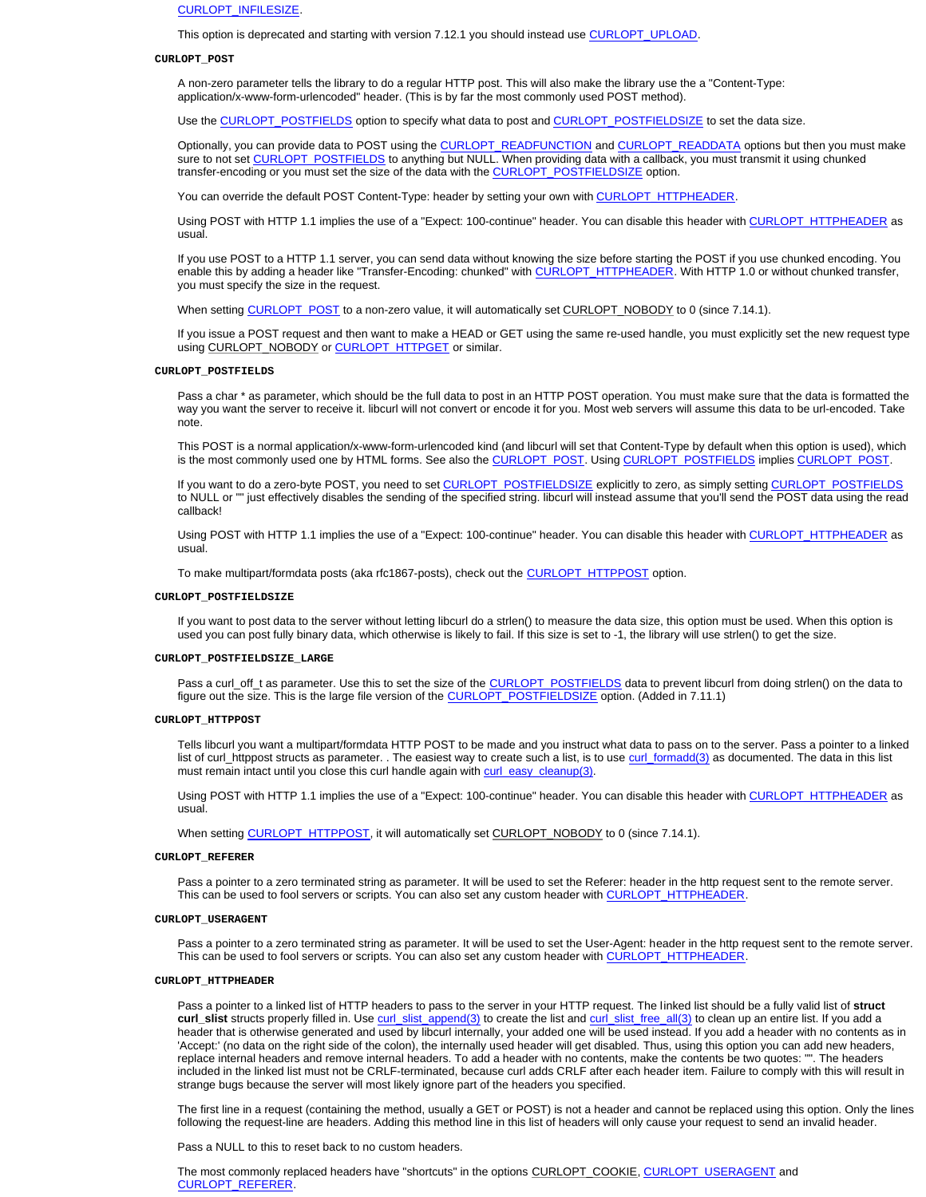CURLOPT_INFILESIZE.

This option is deprecated and starting with version 7.12.1 you should instead use CURLOPT_UPLOAD.

**CURLOPT_POST**

A non-zero parameter tells the library to do a regular HTTP post. This will also make the library use the a "Content-Type: application/x-www-form-urlencoded" header. (This is by far the most commonly used POST method).

Use the CURLOPT_POSTFIELDS option to specify what data to post and CURLOPT_POSTFIELDSIZE to set the data size.

Optionally, you can provide data to POST using the CURLOPT_READFUNCTION and CURLOPT_READDATA options but then you must make sure to not set CURLOPT_POSTFIELDS to anything but NULL. When providing data with a callback, you must transmit it using chunked transfer-encoding or you must set the size of the data with the CURLOPT_POSTFIELDSIZE option.

You can override the default POST Content-Type: header by setting your own with CURLOPT_HTTPHEADER.

Using POST with HTTP 1.1 implies the use of a "Expect: 100-continue" header. You can disable this header with CURLOPT_HTTPHEADER as usual.

If you use POST to a HTTP 1.1 server, you can send data without knowing the size before starting the POST if you use chunked encoding. You enable this by adding a header like "Transfer-Encoding: chunked" with CURLOPT_HTTPHEADER. With HTTP 1.0 or without chunked transfer, you must specify the size in the request.

When setting CURLOPT_POST to a non-zero value, it will automatically set CURLOPT_NOBODY to 0 (since 7.14.1).

If you issue a POST request and then want to make a HEAD or GET using the same re-used handle, you must explicitly set the new request type using CURLOPT_NOBODY or CURLOPT_HTTPGET or similar.

**CURLOPT_POSTFIELDS**

Pass a char * as parameter, which should be the full data to post in an HTTP POST operation. You must make sure that the data is formatted the way you want the server to receive it. libcurl will not convert or encode it for you. Most web servers will assume this data to be url-encoded. Take note.

This POST is a normal application/x-www-form-urlencoded kind (and libcurl will set that Content-Type by default when this option is used), which is the most commonly used one by HTML forms. See also the CURLOPT_POST. Using CURLOPT_POSTFIELDS implies CURLOPT_POST.

If you want to do a zero-byte POST, you need to set CURLOPT_POSTFIELDSIZE explicitly to zero, as simply setting CURLOPT_POSTFIELDS to NULL or "" just effectively disables the sending of the specified string. libcurl will instead assume that you'll send the POST data using the read callback!

Using POST with HTTP 1.1 implies the use of a "Expect: 100-continue" header. You can disable this header with CURLOPT_HTTPHEADER as usual.

To make multipart/formdata posts (aka rfc1867-posts), check out the CURLOPT_HTTPPOST option.

**CURLOPT_POSTFIELDSIZE**

If you want to post data to the server without letting libcurl do a strlen() to measure the data size, this option must be used. When this option is used you can post fully binary data, which otherwise is likely to fail. If this size is set to -1, the library will use strlen() to get the size.

**CURLOPT_POSTFIELDSIZE_LARGE**

Pass a curl_off_t as parameter. Use this to set the size of the CURLOPT_POSTFIELDS data to prevent libcurl from doing strlen() on the data to figure out the size. This is the large file version of the CURLOPT_POSTFIELDSIZE option. (Added in 7.11.1)

**CURLOPT_HTTPPOST**

Tells libcurl you want a multipart/formdata HTTP POST to be made and you instruct what data to pass on to the server. Pass a pointer to a linked list of curl_httppost structs as parameter. . The easiest way to create such a list, is to use curl_formadd(3) as documented. The data in this list must remain intact until you close this curl handle again with curl_easy_cleanup(3).

Using POST with HTTP 1.1 implies the use of a "Expect: 100-continue" header. You can disable this header with CURLOPT_HTTPHEADER as usual.

When setting CURLOPT_HTTPPOST, it will automatically set CURLOPT_NOBODY to 0 (since 7.14.1).

**CURLOPT_REFERER**

Pass a pointer to a zero terminated string as parameter. It will be used to set the Referer: header in the http request sent to the remote server. This can be used to fool servers or scripts. You can also set any custom header with CURLOPT_HTTPHEADER.

**CURLOPT_USERAGENT**

Pass a pointer to a zero terminated string as parameter. It will be used to set the User-Agent: header in the http request sent to the remote server. This can be used to fool servers or scripts. You can also set any custom header with CURLOPT_HTTPHEADER.

**CURLOPT_HTTPHEADER**

Pass a pointer to a linked list of HTTP headers to pass to the server in your HTTP request. The linked list should be a fully valid list of **struct curl_slist** structs properly filled in. Use curl_slist_append(3) to create the list and curl_slist_free_all(3) to clean up an entire list. If you add a header that is otherwise generated and used by libcurl internally, your added one will be used instead. If you add a header with no contents as in 'Accept:' (no data on the right side of the colon), the internally used header will get disabled. Thus, using this option you can add new headers, replace internal headers and remove internal headers. To add a header with no contents, make the contents be two quotes: "". The headers included in the linked list must not be CRLF-terminated, because curl adds CRLF after each header item. Failure to comply with this will result in strange bugs because the server will most likely ignore part of the headers you specified.

The first line in a request (containing the method, usually a GET or POST) is not a header and cannot be replaced using this option. Only the lines following the request-line are headers. Adding this method line in this list of headers will only cause your request to send an invalid header.

Pass a NULL to this to reset back to no custom headers.

The most commonly replaced headers have "shortcuts" in the options CURLOPT_COOKIE, CURLOPT_USERAGENT and CURLOPT_REFERER.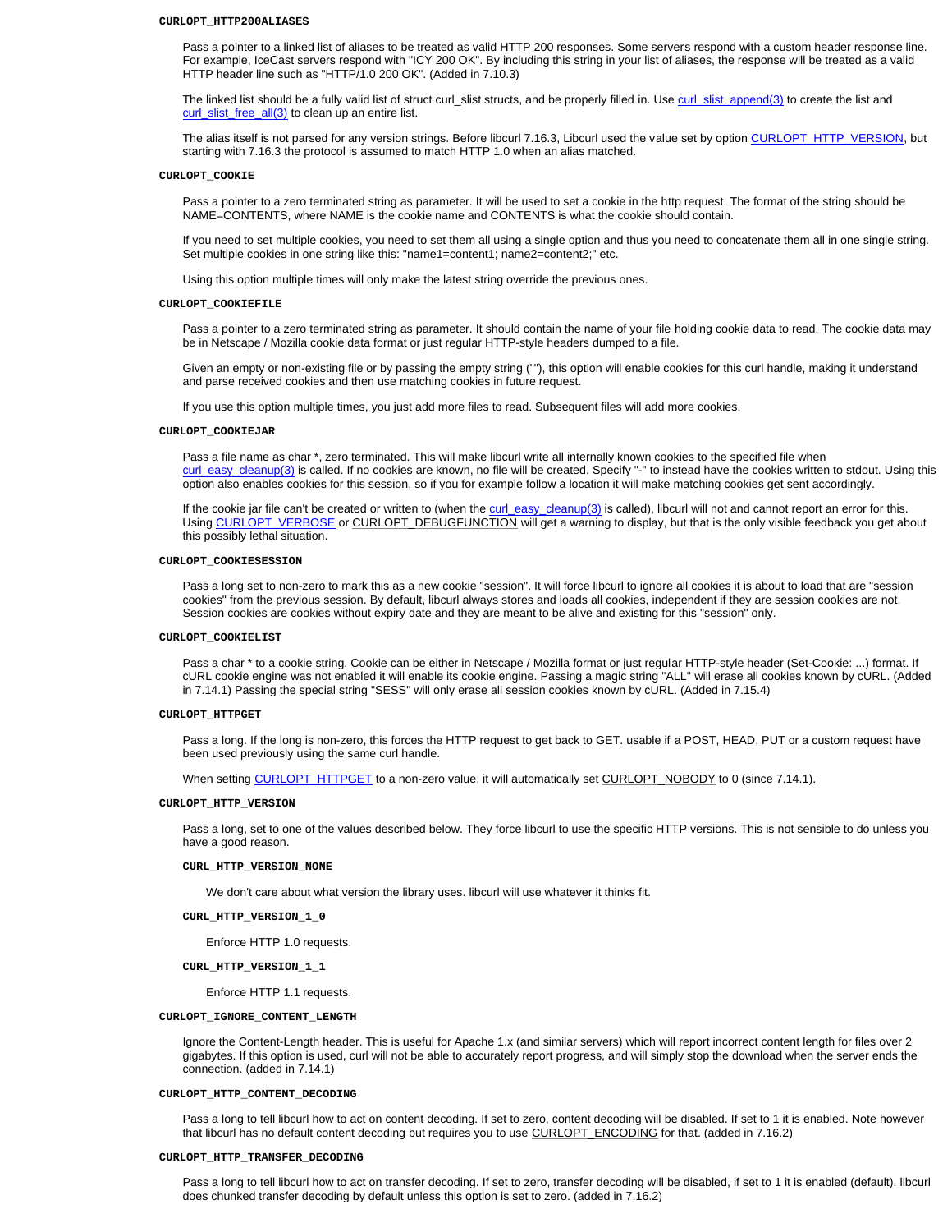**CURLOPT_HTTP200ALIASES**

Pass a pointer to a linked list of aliases to be treated as valid HTTP 200 responses. Some servers respond with a custom header response line. For example, IceCast servers respond with "ICY 200 OK". By including this string in your list of aliases, the response will be treated as a valid HTTP header line such as "HTTP/1.0 200 OK". (Added in 7.10.3)

The linked list should be a fully valid list of struct curl_slist structs, and be properly filled in. Use curl_slist_append(3) to create the list and curl_slist_free_all(3) to clean up an entire list.

The alias itself is not parsed for any version strings. Before libcurl 7.16.3, Libcurl used the value set by option CURLOPT_HTTP_VERSION, but starting with 7.16.3 the protocol is assumed to match HTTP 1.0 when an alias matched.

**CURLOPT_COOKIE**

Pass a pointer to a zero terminated string as parameter. It will be used to set a cookie in the http request. The format of the string should be NAME=CONTENTS, where NAME is the cookie name and CONTENTS is what the cookie should contain.

If you need to set multiple cookies, you need to set them all using a single option and thus you need to concatenate them all in one single string. Set multiple cookies in one string like this: "name1=content1; name2=content2;" etc.

Using this option multiple times will only make the latest string override the previous ones.

**CURLOPT_COOKIEFILE**

Pass a pointer to a zero terminated string as parameter. It should contain the name of your file holding cookie data to read. The cookie data may be in Netscape / Mozilla cookie data format or just regular HTTP-style headers dumped to a file.

Given an empty or non-existing file or by passing the empty string (""), this option will enable cookies for this curl handle, making it understand and parse received cookies and then use matching cookies in future request.

If you use this option multiple times, you just add more files to read. Subsequent files will add more cookies.

**CURLOPT_COOKIEJAR**

Pass a file name as char *, zero terminated. This will make libcurl write all internally known cookies to the specified file when curl_easy_cleanup(3) is called. If no cookies are known, no file will be created. Specify "-" to instead have the cookies written to stdout. Using this option also enables cookies for this session, so if you for example follow a location it will make matching cookies get sent accordingly.

If the cookie jar file can't be created or written to (when the curl_easy_cleanup(3) is called), libcurl will not and cannot report an error for this. Using CURLOPT_VERBOSE or CURLOPT_DEBUGFUNCTION will get a warning to display, but that is the only visible feedback you get about this possibly lethal situation.

**CURLOPT_COOKIESESSION**

Pass a long set to non-zero to mark this as a new cookie "session". It will force libcurl to ignore all cookies it is about to load that are "session cookies" from the previous session. By default, libcurl always stores and loads all cookies, independent if they are session cookies are not. Session cookies are cookies without expiry date and they are meant to be alive and existing for this "session" only.

**CURLOPT_COOKIELIST**

Pass a char * to a cookie string. Cookie can be either in Netscape / Mozilla format or just regular HTTP-style header (Set-Cookie: ...) format. If cURL cookie engine was not enabled it will enable its cookie engine. Passing a magic string "ALL" will erase all cookies known by cURL. (Added in 7.14.1) Passing the special string "SESS" will only erase all session cookies known by cURL. (Added in 7.15.4)

**CURLOPT_HTTPGET**

Pass a long. If the long is non-zero, this forces the HTTP request to get back to GET. usable if a POST, HEAD, PUT or a custom request have been used previously using the same curl handle.

When setting CURLOPT_HTTPGET to a non-zero value, it will automatically set CURLOPT_NOBODY to 0 (since 7.14.1).

**CURLOPT_HTTP_VERSION**

Pass a long, set to one of the values described below. They force libcurl to use the specific HTTP versions. This is not sensible to do unless you have a good reason.

**CURL_HTTP_VERSION_NONE**

We don't care about what version the library uses. libcurl will use whatever it thinks fit.

**CURL_HTTP_VERSION_1_0**

Enforce HTTP 1.0 requests.

**CURL_HTTP_VERSION_1_1**

Enforce HTTP 1.1 requests.

**CURLOPT_IGNORE_CONTENT_LENGTH**

Ignore the Content-Length header. This is useful for Apache 1.x (and similar servers) which will report incorrect content length for files over 2 gigabytes. If this option is used, curl will not be able to accurately report progress, and will simply stop the download when the server ends the connection. (added in 7.14.1)

**CURLOPT_HTTP_CONTENT_DECODING**

Pass a long to tell libcurl how to act on content decoding. If set to zero, content decoding will be disabled. If set to 1 it is enabled. Note however that libcurl has no default content decoding but requires you to use CURLOPT_ENCODING for that. (added in 7.16.2)

**CURLOPT_HTTP_TRANSFER_DECODING**

Pass a long to tell libcurl how to act on transfer decoding. If set to zero, transfer decoding will be disabled, if set to 1 it is enabled (default). libcurl does chunked transfer decoding by default unless this option is set to zero. (added in 7.16.2)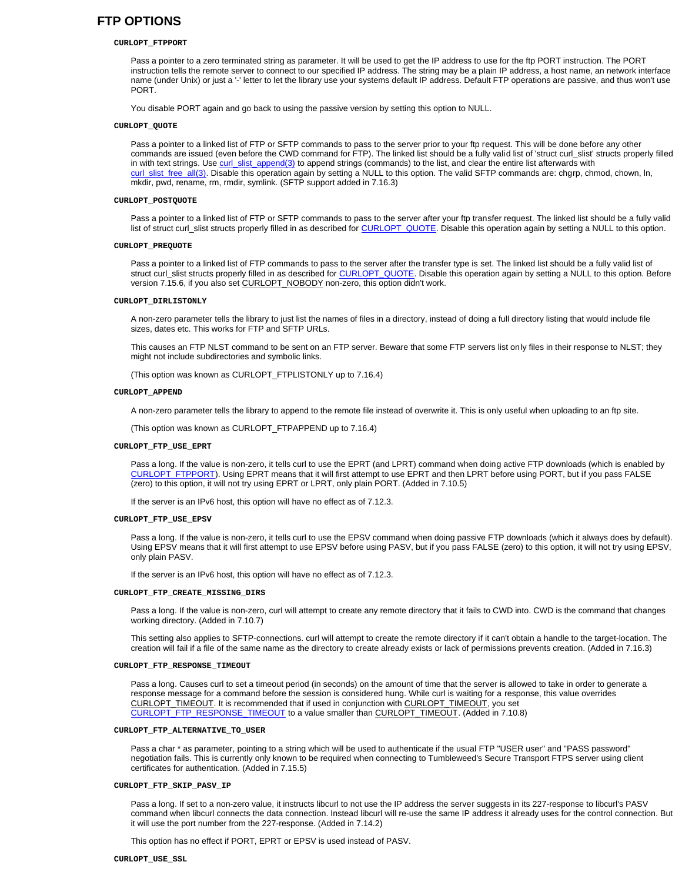## FTP OPTIONS

### CURLOPT_FTPPORT

Pass a pointer to a zero terminated string as parameter. It will be used to get the IP address to use for the ftp PORT instruction. The PORT instruction tells the remote server to connect to our specified IP address. The string may be a plain IP address, a host name, an network interface name (under Unix) or just a '-' letter to let the library use your systems default IP address. Default FTP operations are passive, and thus won't use PORT.

You disable PORT again and go back to using the passive version by setting this option to NULL.

### CURLOPT_QUOTE

Pass a pointer to a linked list of FTP or SFTP commands to pass to the server prior to your ftp request. This will be done before any other commands are issued (even before the CWD command for FTP). The linked list should be a fully valid list of 'struct curl_slist' structs properly filled in with text strings. Use curl_slist_append(3) to append strings (commands) to the list, and clear the entire list afterwards with curl_slist_free_all(3). Disable this operation again by setting a NULL to this option. The valid SFTP commands are: chgrp, chmod, chown, ln, mkdir, pwd, rename, rm, rmdir, symlink. (SFTP support added in 7.16.3)

### CURLOPT_POSTQUOTE

Pass a pointer to a linked list of FTP or SFTP commands to pass to the server after your ftp transfer request. The linked list should be a fully valid list of struct curl_slist structs properly filled in as described for CURLOPT_QUOTE. Disable this operation again by setting a NULL to this option.

### CURLOPT_PREQUOTE

Pass a pointer to a linked list of FTP commands to pass to the server after the transfer type is set. The linked list should be a fully valid list of struct curl_slist structs properly filled in as described for CURLOPT_QUOTE. Disable this operation again by setting a NULL to this option. Before version 7.15.6, if you also set CURLOPT_NOBODY non-zero, this option didn't work.

### CURLOPT_DIRLISTONLY

A non-zero parameter tells the library to just list the names of files in a directory, instead of doing a full directory listing that would include file sizes, dates etc. This works for FTP and SFTP URLs.

This causes an FTP NLST command to be sent on an FTP server. Beware that some FTP servers list only files in their response to NLST; they might not include subdirectories and symbolic links.

(This option was known as CURLOPT_FTPLISTONLY up to 7.16.4)

### CURLOPT_APPEND

A non-zero parameter tells the library to append to the remote file instead of overwrite it. This is only useful when uploading to an ftp site.

(This option was known as CURLOPT_FTPAPPEND up to 7.16.4)

### CURLOPT_FTP_USE_EPRT

Pass a long. If the value is non-zero, it tells curl to use the EPRT (and LPRT) command when doing active FTP downloads (which is enabled by CURLOPT_FTPPORT). Using EPRT means that it will first attempt to use EPRT and then LPRT before using PORT, but if you pass FALSE (zero) to this option, it will not try using EPRT or LPRT, only plain PORT. (Added in 7.10.5)

If the server is an IPv6 host, this option will have no effect as of 7.12.3.

### CURLOPT_FTP_USE_EPSV

Pass a long. If the value is non-zero, it tells curl to use the EPSV command when doing passive FTP downloads (which it always does by default). Using EPSV means that it will first attempt to use EPSV before using PASV, but if you pass FALSE (zero) to this option, it will not try using EPSV, only plain PASV.

If the server is an IPv6 host, this option will have no effect as of 7.12.3.

### CURLOPT_FTP_CREATE_MISSING_DIRS

Pass a long. If the value is non-zero, curl will attempt to create any remote directory that it fails to CWD into. CWD is the command that changes working directory. (Added in 7.10.7)

This setting also applies to SFTP-connections. curl will attempt to create the remote directory if it can't obtain a handle to the target-location. The creation will fail if a file of the same name as the directory to create already exists or lack of permissions prevents creation. (Added in 7.16.3)

### CURLOPT_FTP_RESPONSE_TIMEOUT

Pass a long. Causes curl to set a timeout period (in seconds) on the amount of time that the server is allowed to take in order to generate a response message for a command before the session is considered hung. While curl is waiting for a response, this value overrides CURLOPT_TIMEOUT. It is recommended that if used in conjunction with CURLOPT_TIMEOUT, you set CURLOPT_FTP_RESPONSE_TIMEOUT to a value smaller than CURLOPT_TIMEOUT. (Added in 7.10.8)

### CURLOPT_FTP_ALTERNATIVE_TO_USER

Pass a char * as parameter, pointing to a string which will be used to authenticate if the usual FTP "USER user" and "PASS password" negotiation fails. This is currently only known to be required when connecting to Tumbleweed's Secure Transport FTPS server using client certificates for authentication. (Added in 7.15.5)

### CURLOPT_FTP_SKIP_PASV_IP

Pass a long. If set to a non-zero value, it instructs libcurl to not use the IP address the server suggests in its 227-response to libcurl's PASV command when libcurl connects the data connection. Instead libcurl will re-use the same IP address it already uses for the control connection. But it will use the port number from the 227-response. (Added in 7.14.2)

This option has no effect if PORT, EPRT or EPSV is used instead of PASV.

### CURLOPT_USE_SSL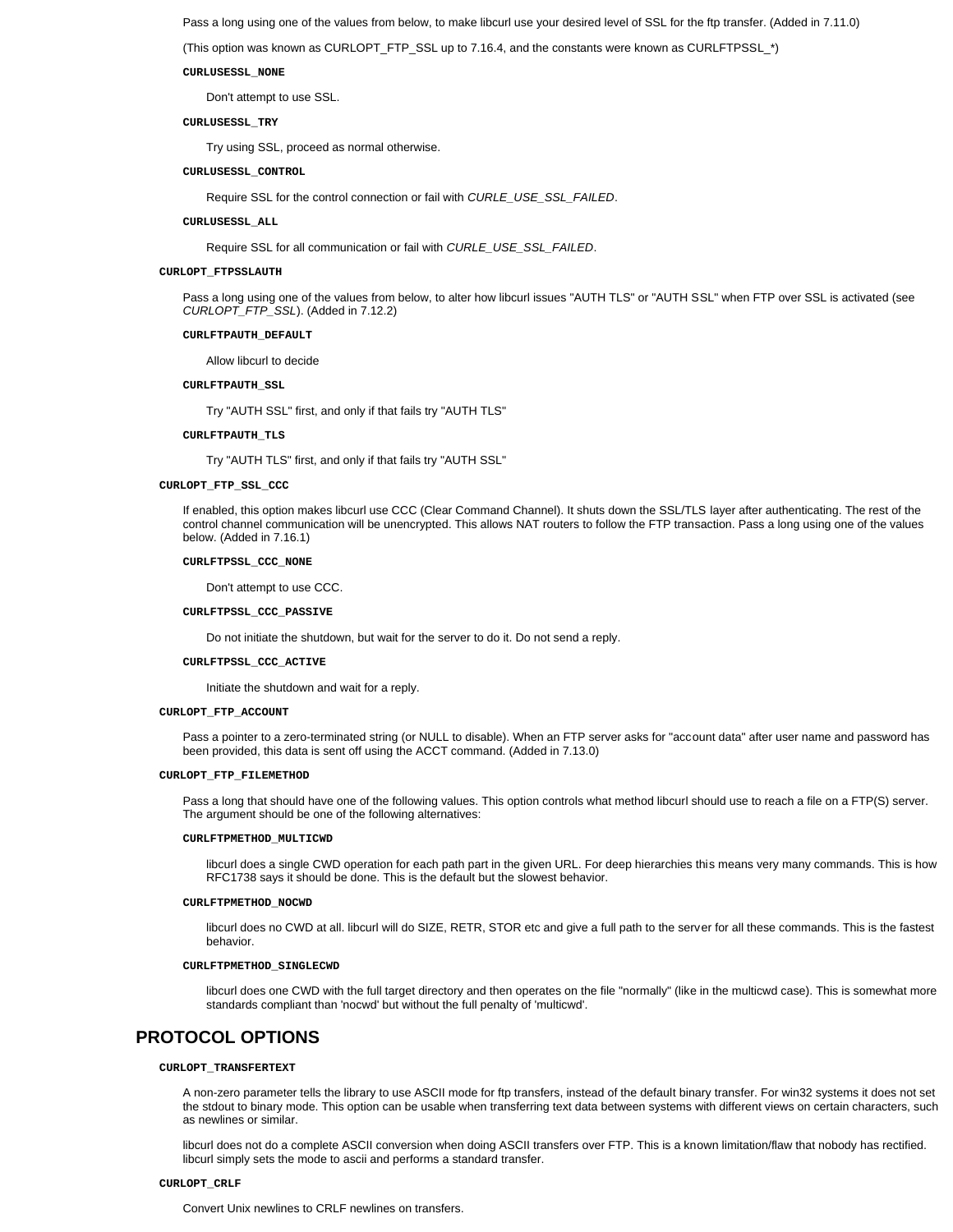Pass a long using one of the values from below, to make libcurl use your desired level of SSL for the ftp transfer. (Added in 7.11.0)

(This option was known as CURLOPT_FTP_SSL up to 7.16.4, and the constants were known as CURLFTPSSL_*)

**CURLUSESSL_NONE**

Don't attempt to use SSL.

**CURLUSESSL_TRY**

Try using SSL, proceed as normal otherwise.

**CURLUSESSL_CONTROL**

Require SSL for the control connection or fail with *CURLE_USE_SSL_FAILED*.

**CURLUSESSL_ALL**

Require SSL for all communication or fail with *CURLE_USE_SSL_FAILED*.

**CURLOPT_FTPSSLAUTH**

Pass a long using one of the values from below, to alter how libcurl issues "AUTH TLS" or "AUTH SSL" when FTP over SSL is activated (see *CURLOPT_FTP_SSL*). (Added in 7.12.2)

**CURLFTPAUTH_DEFAULT**

Allow libcurl to decide

**CURLFTPAUTH_SSL**

Try "AUTH SSL" first, and only if that fails try "AUTH TLS"

**CURLFTPAUTH_TLS**

Try "AUTH TLS" first, and only if that fails try "AUTH SSL"

**CURLOPT_FTP_SSL_CCC**

If enabled, this option makes libcurl use CCC (Clear Command Channel). It shuts down the SSL/TLS layer after authenticating. The rest of the control channel communication will be unencrypted. This allows NAT routers to follow the FTP transaction. Pass a long using one of the values below. (Added in 7.16.1)

**CURLFTPSSL_CCC_NONE**

Don't attempt to use CCC.

**CURLFTPSSL_CCC_PASSIVE**

Do not initiate the shutdown, but wait for the server to do it. Do not send a reply.

**CURLFTPSSL_CCC_ACTIVE**

Initiate the shutdown and wait for a reply.

**CURLOPT_FTP_ACCOUNT**

Pass a pointer to a zero-terminated string (or NULL to disable). When an FTP server asks for "account data" after user name and password has been provided, this data is sent off using the ACCT command. (Added in 7.13.0)

**CURLOPT_FTP_FILEMETHOD**

Pass a long that should have one of the following values. This option controls what method libcurl should use to reach a file on a FTP(S) server. The argument should be one of the following alternatives:

**CURLFTPMETHOD_MULTICWD**

libcurl does a single CWD operation for each path part in the given URL. For deep hierarchies this means very many commands. This is how RFC1738 says it should be done. This is the default but the slowest behavior.

**CURLFTPMETHOD_NOCWD**

libcurl does no CWD at all. libcurl will do SIZE, RETR, STOR etc and give a full path to the server for all these commands. This is the fastest behavior.

**CURLFTPMETHOD_SINGLECWD**

libcurl does one CWD with the full target directory and then operates on the file "normally" (like in the multicwd case). This is somewhat more standards compliant than 'nocwd' but without the full penalty of 'multicwd'.

## PROTOCOL OPTIONS

**CURLOPT_TRANSFERTEXT**

A non-zero parameter tells the library to use ASCII mode for ftp transfers, instead of the default binary transfer. For win32 systems it does not set the stdout to binary mode. This option can be usable when transferring text data between systems with different views on certain characters, such as newlines or similar.

libcurl does not do a complete ASCII conversion when doing ASCII transfers over FTP. This is a known limitation/flaw that nobody has rectified. libcurl simply sets the mode to ascii and performs a standard transfer.

**CURLOPT_CRLF**

Convert Unix newlines to CRLF newlines on transfers.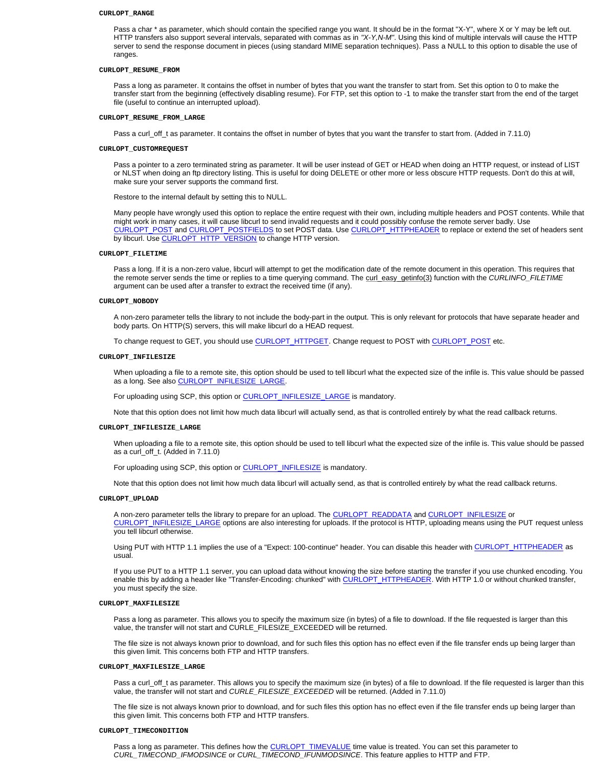**CURLOPT_RANGE**

Pass a char * as parameter, which should contain the specified range you want. It should be in the format "X-Y", where X or Y may be left out. HTTP transfers also support several intervals, separated with commas as in *"X-Y,N-M"*. Using this kind of multiple intervals will cause the HTTP server to send the response document in pieces (using standard MIME separation techniques). Pass a NULL to this option to disable the use of ranges.

**CURLOPT_RESUME_FROM**

Pass a long as parameter. It contains the offset in number of bytes that you want the transfer to start from. Set this option to 0 to make the transfer start from the beginning (effectively disabling resume). For FTP, set this option to -1 to make the transfer start from the end of the target file (useful to continue an interrupted upload).

**CURLOPT_RESUME_FROM_LARGE**

Pass a curl_off_t as parameter. It contains the offset in number of bytes that you want the transfer to start from. (Added in 7.11.0)

**CURLOPT_CUSTOMREQUEST**

Pass a pointer to a zero terminated string as parameter. It will be user instead of GET or HEAD when doing an HTTP request, or instead of LIST or NLST when doing an ftp directory listing. This is useful for doing DELETE or other more or less obscure HTTP requests. Don't do this at will, make sure your server supports the command first.

Restore to the internal default by setting this to NULL.

Many people have wrongly used this option to replace the entire request with their own, including multiple headers and POST contents. While that might work in many cases, it will cause libcurl to send invalid requests and it could possibly confuse the remote server badly. Use CURLOPT_POST and CURLOPT_POSTFIELDS to set POST data. Use CURLOPT_HTTPHEADER to replace or extend the set of headers sent by libcurl. Use CURLOPT_HTTP_VERSION to change HTTP version.

**CURLOPT_FILETIME**

Pass a long. If it is a non-zero value, libcurl will attempt to get the modification date of the remote document in this operation. This requires that the remote server sends the time or replies to a time querying command. The curl_easy_getinfo(3) function with the *CURLINFO_FILETIME* argument can be used after a transfer to extract the received time (if any).

**CURLOPT_NOBODY**

A non-zero parameter tells the library to not include the body-part in the output. This is only relevant for protocols that have separate header and body parts. On HTTP(S) servers, this will make libcurl do a HEAD request.

To change request to GET, you should use CURLOPT_HTTPGET. Change request to POST with CURLOPT_POST etc.

**CURLOPT_INFILESIZE**

When uploading a file to a remote site, this option should be used to tell libcurl what the expected size of the infile is. This value should be passed as a long. See also CURLOPT_INFILESIZE_LARGE.

For uploading using SCP, this option or CURLOPT_INFILESIZE_LARGE is mandatory.

Note that this option does not limit how much data libcurl will actually send, as that is controlled entirely by what the read callback returns.

**CURLOPT_INFILESIZE_LARGE**

When uploading a file to a remote site, this option should be used to tell libcurl what the expected size of the infile is. This value should be passed as a curl_off_t. (Added in 7.11.0)

For uploading using SCP, this option or CURLOPT_INFILESIZE is mandatory.

Note that this option does not limit how much data libcurl will actually send, as that is controlled entirely by what the read callback returns.

**CURLOPT_UPLOAD**

A non-zero parameter tells the library to prepare for an upload. The CURLOPT_READDATA and CURLOPT_INFILESIZE or CURLOPT_INFILESIZE_LARGE options are also interesting for uploads. If the protocol is HTTP, uploading means using the PUT request unless you tell libcurl otherwise.

Using PUT with HTTP 1.1 implies the use of a "Expect: 100-continue" header. You can disable this header with CURLOPT_HTTPHEADER as usual.

If you use PUT to a HTTP 1.1 server, you can upload data without knowing the size before starting the transfer if you use chunked encoding. You enable this by adding a header like "Transfer-Encoding: chunked" with CURLOPT_HTTPHEADER. With HTTP 1.0 or without chunked transfer, you must specify the size.

**CURLOPT_MAXFILESIZE**

Pass a long as parameter. This allows you to specify the maximum size (in bytes) of a file to download. If the file requested is larger than this value, the transfer will not start and CURLE_FILESIZE_EXCEEDED will be returned.

The file size is not always known prior to download, and for such files this option has no effect even if the file transfer ends up being larger than this given limit. This concerns both FTP and HTTP transfers.

**CURLOPT_MAXFILESIZE_LARGE**

Pass a curl_off_t as parameter. This allows you to specify the maximum size (in bytes) of a file to download. If the file requested is larger than this value, the transfer will not start and *CURLE_FILESIZE_EXCEEDED* will be returned. (Added in 7.11.0)

The file size is not always known prior to download, and for such files this option has no effect even if the file transfer ends up being larger than this given limit. This concerns both FTP and HTTP transfers.

**CURLOPT_TIMECONDITION**

Pass a long as parameter. This defines how the CURLOPT_TIMEVALUE time value is treated. You can set this parameter to *CURL_TIMECOND_IFMODSINCE* or *CURL_TIMECOND_IFUNMODSINCE*. This feature applies to HTTP and FTP.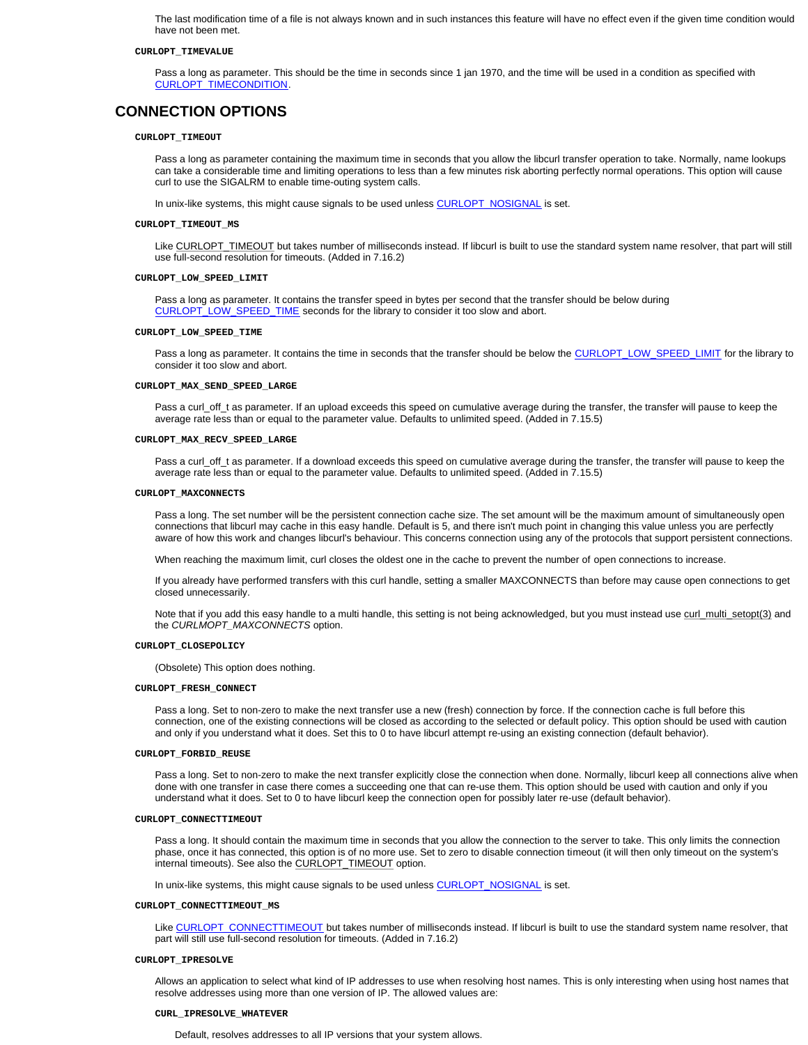The last modification time of a file is not always known and in such instances this feature will have no effect even if the given time condition would have not been met.

**CURLOPT_TIMEVALUE**

Pass a long as parameter. This should be the time in seconds since 1 jan 1970, and the time will be used in a condition as specified with CURLOPT_TIMECONDITION.

## CONNECTION OPTIONS

**CURLOPT_TIMEOUT**

Pass a long as parameter containing the maximum time in seconds that you allow the libcurl transfer operation to take. Normally, name lookups can take a considerable time and limiting operations to less than a few minutes risk aborting perfectly normal operations. This option will cause curl to use the SIGALRM to enable time-outing system calls.

In unix-like systems, this might cause signals to be used unless CURLOPT_NOSIGNAL is set.

**CURLOPT_TIMEOUT_MS**

Like CURLOPT_TIMEOUT but takes number of milliseconds instead. If libcurl is built to use the standard system name resolver, that part will still use full-second resolution for timeouts. (Added in 7.16.2)

**CURLOPT_LOW_SPEED_LIMIT**

Pass a long as parameter. It contains the transfer speed in bytes per second that the transfer should be below during CURLOPT_LOW_SPEED_TIME seconds for the library to consider it too slow and abort.

**CURLOPT_LOW_SPEED_TIME**

Pass a long as parameter. It contains the time in seconds that the transfer should be below the CURLOPT_LOW_SPEED_LIMIT for the library to consider it too slow and abort.

**CURLOPT_MAX_SEND_SPEED_LARGE**

Pass a curl_off_t as parameter. If an upload exceeds this speed on cumulative average during the transfer, the transfer will pause to keep the average rate less than or equal to the parameter value. Defaults to unlimited speed. (Added in 7.15.5)

**CURLOPT_MAX_RECV_SPEED_LARGE**

Pass a curl_off_t as parameter. If a download exceeds this speed on cumulative average during the transfer, the transfer will pause to keep the average rate less than or equal to the parameter value. Defaults to unlimited speed. (Added in 7.15.5)

**CURLOPT_MAXCONNECTS**

Pass a long. The set number will be the persistent connection cache size. The set amount will be the maximum amount of simultaneously open connections that libcurl may cache in this easy handle. Default is 5, and there isn't much point in changing this value unless you are perfectly aware of how this work and changes libcurl's behaviour. This concerns connection using any of the protocols that support persistent connections.

When reaching the maximum limit, curl closes the oldest one in the cache to prevent the number of open connections to increase.

If you already have performed transfers with this curl handle, setting a smaller MAXCONNECTS than before may cause open connections to get closed unnecessarily.

Note that if you add this easy handle to a multi handle, this setting is not being acknowledged, but you must instead use curl_multi_setopt(3) and the *CURLMOPT_MAXCONNECTS* option.

**CURLOPT_CLOSEPOLICY**

(Obsolete) This option does nothing.

**CURLOPT_FRESH_CONNECT**

Pass a long. Set to non-zero to make the next transfer use a new (fresh) connection by force. If the connection cache is full before this connection, one of the existing connections will be closed as according to the selected or default policy. This option should be used with caution and only if you understand what it does. Set this to 0 to have libcurl attempt re-using an existing connection (default behavior).

**CURLOPT_FORBID_REUSE**

Pass a long. Set to non-zero to make the next transfer explicitly close the connection when done. Normally, libcurl keep all connections alive when done with one transfer in case there comes a succeeding one that can re-use them. This option should be used with caution and only if you understand what it does. Set to 0 to have libcurl keep the connection open for possibly later re-use (default behavior).

**CURLOPT_CONNECTTIMEOUT**

Pass a long. It should contain the maximum time in seconds that you allow the connection to the server to take. This only limits the connection phase, once it has connected, this option is of no more use. Set to zero to disable connection timeout (it will then only timeout on the system's internal timeouts). See also the CURLOPT_TIMEOUT option.

In unix-like systems, this might cause signals to be used unless CURLOPT_NOSIGNAL is set.

**CURLOPT_CONNECTTIMEOUT_MS**

Like CURLOPT_CONNECTTIMEOUT but takes number of milliseconds instead. If libcurl is built to use the standard system name resolver, that part will still use full-second resolution for timeouts. (Added in 7.16.2)

**CURLOPT_IPRESOLVE**

Allows an application to select what kind of IP addresses to use when resolving host names. This is only interesting when using host names that resolve addresses using more than one version of IP. The allowed values are:

**CURL_IPRESOLVE_WHATEVER**

Default, resolves addresses to all IP versions that your system allows.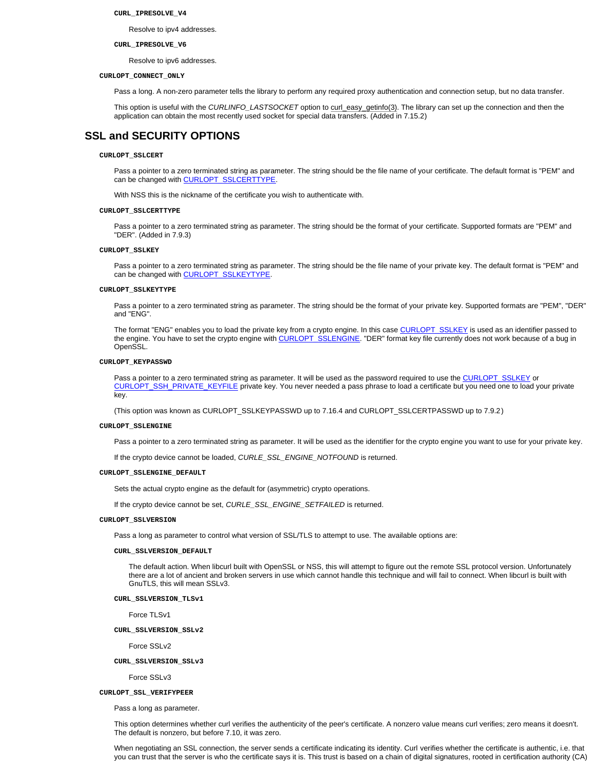**CURL_IPRESOLVE_V4**

Resolve to ipv4 addresses.

**CURL_IPRESOLVE_V6**

Resolve to ipv6 addresses.

**CURLOPT_CONNECT_ONLY**

Pass a long. A non-zero parameter tells the library to perform any required proxy authentication and connection setup, but no data transfer.

This option is useful with the *CURLINFO_LASTSOCKET* option to curl_easy_getinfo(3). The library can set up the connection and then the application can obtain the most recently used socket for special data transfers. (Added in 7.15.2)

## SSL and SECURITY OPTIONS

**CURLOPT_SSLCERT**

Pass a pointer to a zero terminated string as parameter. The string should be the file name of your certificate. The default format is "PEM" and can be changed with CURLOPT_SSLCERTTYPE.

With NSS this is the nickname of the certificate you wish to authenticate with.

**CURLOPT_SSLCERTTYPE**

Pass a pointer to a zero terminated string as parameter. The string should be the format of your certificate. Supported formats are "PEM" and "DER". (Added in 7.9.3)

**CURLOPT_SSLKEY**

Pass a pointer to a zero terminated string as parameter. The string should be the file name of your private key. The default format is "PEM" and can be changed with CURLOPT_SSLKEYTYPE.

**CURLOPT_SSLKEYTYPE**

Pass a pointer to a zero terminated string as parameter. The string should be the format of your private key. Supported formats are "PEM", "DER" and "ENG".

The format "ENG" enables you to load the private key from a crypto engine. In this case CURLOPT_SSLKEY is used as an identifier passed to the engine. You have to set the crypto engine with CURLOPT_SSLENGINE. "DER" format key file currently does not work because of a bug in OpenSSL.

**CURLOPT_KEYPASSWD**

Pass a pointer to a zero terminated string as parameter. It will be used as the password required to use the CURLOPT_SSLKEY or CURLOPT_SSH_PRIVATE_KEYFILE private key. You never needed a pass phrase to load a certificate but you need one to load your private key.

(This option was known as CURLOPT_SSLKEYPASSWD up to 7.16.4 and CURLOPT_SSLCERTPASSWD up to 7.9.2)

**CURLOPT_SSLENGINE**

Pass a pointer to a zero terminated string as parameter. It will be used as the identifier for the crypto engine you want to use for your private key.

If the crypto device cannot be loaded, *CURLE_SSL_ENGINE_NOTFOUND* is returned.

**CURLOPT_SSLENGINE_DEFAULT**

Sets the actual crypto engine as the default for (asymmetric) crypto operations.

If the crypto device cannot be set, *CURLE_SSL_ENGINE_SETFAILED* is returned.

**CURLOPT_SSLVERSION**

Pass a long as parameter to control what version of SSL/TLS to attempt to use. The available options are:

**CURL_SSLVERSION_DEFAULT**

The default action. When libcurl built with OpenSSL or NSS, this will attempt to figure out the remote SSL protocol version. Unfortunately there are a lot of ancient and broken servers in use which cannot handle this technique and will fail to connect. When libcurl is built with GnuTLS, this will mean SSLv3.

**CURL_SSLVERSION_TLSv1**

Force TLSv1

**CURL_SSLVERSION_SSLv2**

Force SSLv2

**CURL_SSLVERSION_SSLv3**

Force SSLv3

**CURLOPT_SSL_VERIFYPEER**

Pass a long as parameter.

This option determines whether curl verifies the authenticity of the peer's certificate. A nonzero value means curl verifies; zero means it doesn't. The default is nonzero, but before 7.10, it was zero.

When negotiating an SSL connection, the server sends a certificate indicating its identity. Curl verifies whether the certificate is authentic, i.e. that you can trust that the server is who the certificate says it is. This trust is based on a chain of digital signatures, rooted in certification authority (CA)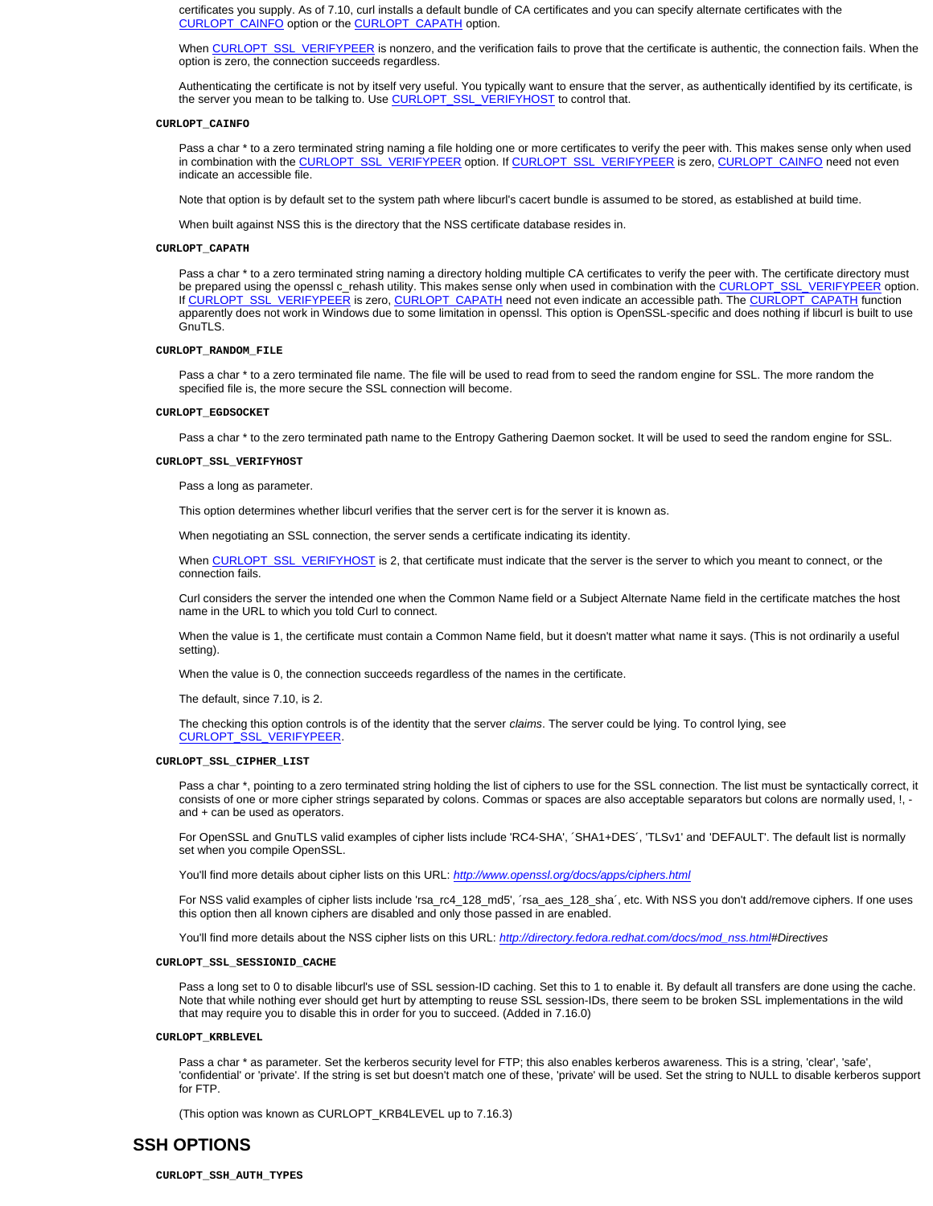certificates you supply. As of 7.10, curl installs a default bundle of CA certificates and you can specify alternate certificates with the CURLOPT_CAINFO option or the CURLOPT_CAPATH option.

When CURLOPT_SSL_VERIFYPEER is nonzero, and the verification fails to prove that the certificate is authentic, the connection fails. When the option is zero, the connection succeeds regardless.

Authenticating the certificate is not by itself very useful. You typically want to ensure that the server, as authentically identified by its certificate, is the server you mean to be talking to. Use CURLOPT_SSL_VERIFYHOST to control that.

**CURLOPT_CAINFO**

Pass a char * to a zero terminated string naming a file holding one or more certificates to verify the peer with. This makes sense only when used in combination with the CURLOPT_SSL_VERIFYPEER option. If CURLOPT_SSL_VERIFYPEER is zero, CURLOPT_CAINFO need not even indicate an accessible file.

Note that option is by default set to the system path where libcurl's cacert bundle is assumed to be stored, as established at build time.

When built against NSS this is the directory that the NSS certificate database resides in.

**CURLOPT_CAPATH**

Pass a char * to a zero terminated string naming a directory holding multiple CA certificates to verify the peer with. The certificate directory must be prepared using the openssl c_rehash utility. This makes sense only when used in combination with the CURLOPT_SSL_VERIFYPEER option. If CURLOPT_SSL_VERIFYPEER is zero, CURLOPT_CAPATH need not even indicate an accessible path. The CURLOPT_CAPATH function apparently does not work in Windows due to some limitation in openssl. This option is OpenSSL-specific and does nothing if libcurl is built to use GnuTLS.

**CURLOPT_RANDOM_FILE**

Pass a char * to a zero terminated file name. The file will be used to read from to seed the random engine for SSL. The more random the specified file is, the more secure the SSL connection will become.

**CURLOPT_EGDSOCKET**

Pass a char * to the zero terminated path name to the Entropy Gathering Daemon socket. It will be used to seed the random engine for SSL.

**CURLOPT_SSL_VERIFYHOST**

Pass a long as parameter.

This option determines whether libcurl verifies that the server cert is for the server it is known as.

When negotiating an SSL connection, the server sends a certificate indicating its identity.

When CURLOPT_SSL_VERIFYHOST is 2, that certificate must indicate that the server is the server to which you meant to connect, or the connection fails.

Curl considers the server the intended one when the Common Name field or a Subject Alternate Name field in the certificate matches the host name in the URL to which you told Curl to connect.

When the value is 1, the certificate must contain a Common Name field, but it doesn't matter what name it says. (This is not ordinarily a useful setting).

When the value is 0, the connection succeeds regardless of the names in the certificate.

The default, since 7.10, is 2.

The checking this option controls is of the identity that the server *claims*. The server could be lying. To control lying, see CURLOPT_SSL_VERIFYPEER.

**CURLOPT_SSL_CIPHER_LIST**

Pass a char *, pointing to a zero terminated string holding the list of ciphers to use for the SSL connection. The list must be syntactically correct, it consists of one or more cipher strings separated by colons. Commas or spaces are also acceptable separators but colons are normally used, !, - and + can be used as operators.

For OpenSSL and GnuTLS valid examples of cipher lists include 'RC4-SHA', ´SHA1+DES´, 'TLSv1' and 'DEFAULT'. The default list is normally set when you compile OpenSSL.

You'll find more details about cipher lists on this URL: *http://www.openssl.org/docs/apps/ciphers.html*

For NSS valid examples of cipher lists include 'rsa_rc4_128_md5', ´rsa_aes_128_sha´, etc. With NSS you don't add/remove ciphers. If one uses this option then all known ciphers are disabled and only those passed in are enabled.

You'll find more details about the NSS cipher lists on this URL: *http://directory.fedora.redhat.com/docs/mod_nss.html#Directives*

**CURLOPT_SSL_SESSIONID_CACHE**

Pass a long set to 0 to disable libcurl's use of SSL session-ID caching. Set this to 1 to enable it. By default all transfers are done using the cache. Note that while nothing ever should get hurt by attempting to reuse SSL session-IDs, there seem to be broken SSL implementations in the wild that may require you to disable this in order for you to succeed. (Added in 7.16.0)

**CURLOPT_KRBLEVEL**

Pass a char * as parameter. Set the kerberos security level for FTP; this also enables kerberos awareness. This is a string, 'clear', 'safe', 'confidential' or 'private'. If the string is set but doesn't match one of these, 'private' will be used. Set the string to NULL to disable kerberos support for FTP.

(This option was known as CURLOPT_KRB4LEVEL up to 7.16.3)

## SSH OPTIONS

**CURLOPT_SSH_AUTH_TYPES**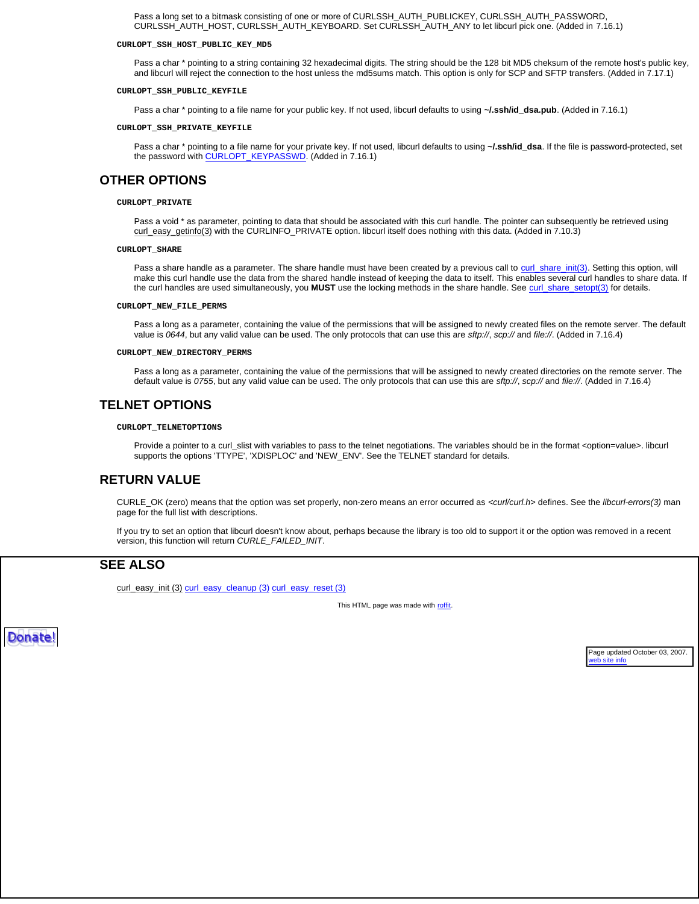Pass a long set to a bitmask consisting of one or more of CURLSSH_AUTH_PUBLICKEY, CURLSSH_AUTH_PASSWORD, CURLSSH_AUTH_HOST, CURLSSH_AUTH_KEYBOARD. Set CURLSSH_AUTH_ANY to let libcurl pick one. (Added in 7.16.1)

**CURLOPT_SSH_HOST_PUBLIC_KEY_MD5**

Pass a char * pointing to a string containing 32 hexadecimal digits. The string should be the 128 bit MD5 cheksum of the remote host's public key, and libcurl will reject the connection to the host unless the md5sums match. This option is only for SCP and SFTP transfers. (Added in 7.17.1)

**CURLOPT_SSH_PUBLIC_KEYFILE**

Pass a char * pointing to a file name for your public key. If not used, libcurl defaults to using **~/.ssh/id_dsa.pub**. (Added in 7.16.1)

**CURLOPT_SSH_PRIVATE_KEYFILE**

Pass a char * pointing to a file name for your private key. If not used, libcurl defaults to using **~/.ssh/id_dsa**. If the file is password-protected, set the password with CURLOPT_KEYPASSWD. (Added in 7.16.1)

## OTHER OPTIONS

**CURLOPT_PRIVATE**

Pass a void * as parameter, pointing to data that should be associated with this curl handle. The pointer can subsequently be retrieved using curl_easy_getinfo(3) with the CURLINFO_PRIVATE option. libcurl itself does nothing with this data. (Added in 7.10.3)

**CURLOPT_SHARE**

Pass a share handle as a parameter. The share handle must have been created by a previous call to curl_share_init(3). Setting this option, will make this curl handle use the data from the shared handle instead of keeping the data to itself. This enables several curl handles to share data. If the curl handles are used simultaneously, you **MUST** use the locking methods in the share handle. See curl_share_setopt(3) for details.

**CURLOPT_NEW_FILE_PERMS**

Pass a long as a parameter, containing the value of the permissions that will be assigned to newly created files on the remote server. The default value is *0644*, but any valid value can be used. The only protocols that can use this are *sftp://*, *scp://* and *file://*. (Added in 7.16.4)

**CURLOPT_NEW_DIRECTORY_PERMS**

Pass a long as a parameter, containing the value of the permissions that will be assigned to newly created directories on the remote server. The default value is *0755*, but any valid value can be used. The only protocols that can use this are *sftp://*, *scp://* and *file://*. (Added in 7.16.4)

## TELNET OPTIONS

**CURLOPT_TELNETOPTIONS**

Provide a pointer to a curl_slist with variables to pass to the telnet negotiations. The variables should be in the format <option=value>. libcurl supports the options 'TTYPE', 'XDISPLOC' and 'NEW_ENV'. See the TELNET standard for details.

## RETURN VALUE

CURLE_OK (zero) means that the option was set properly, non-zero means an error occurred as *<curl/curl.h>* defines. See the *libcurl-errors(3)* man page for the full list with descriptions.

If you try to set an option that libcurl doesn't know about, perhaps because the library is too old to support it or the option was removed in a recent version, this function will return *CURLE_FAILED_INIT*.

## SEE ALSO

curl_easy_init (3) curl_easy_cleanup (3) curl_easy_reset (3)

This HTML page was made with roffit.

Donate!

Page updated October 03, 2007.
web site info